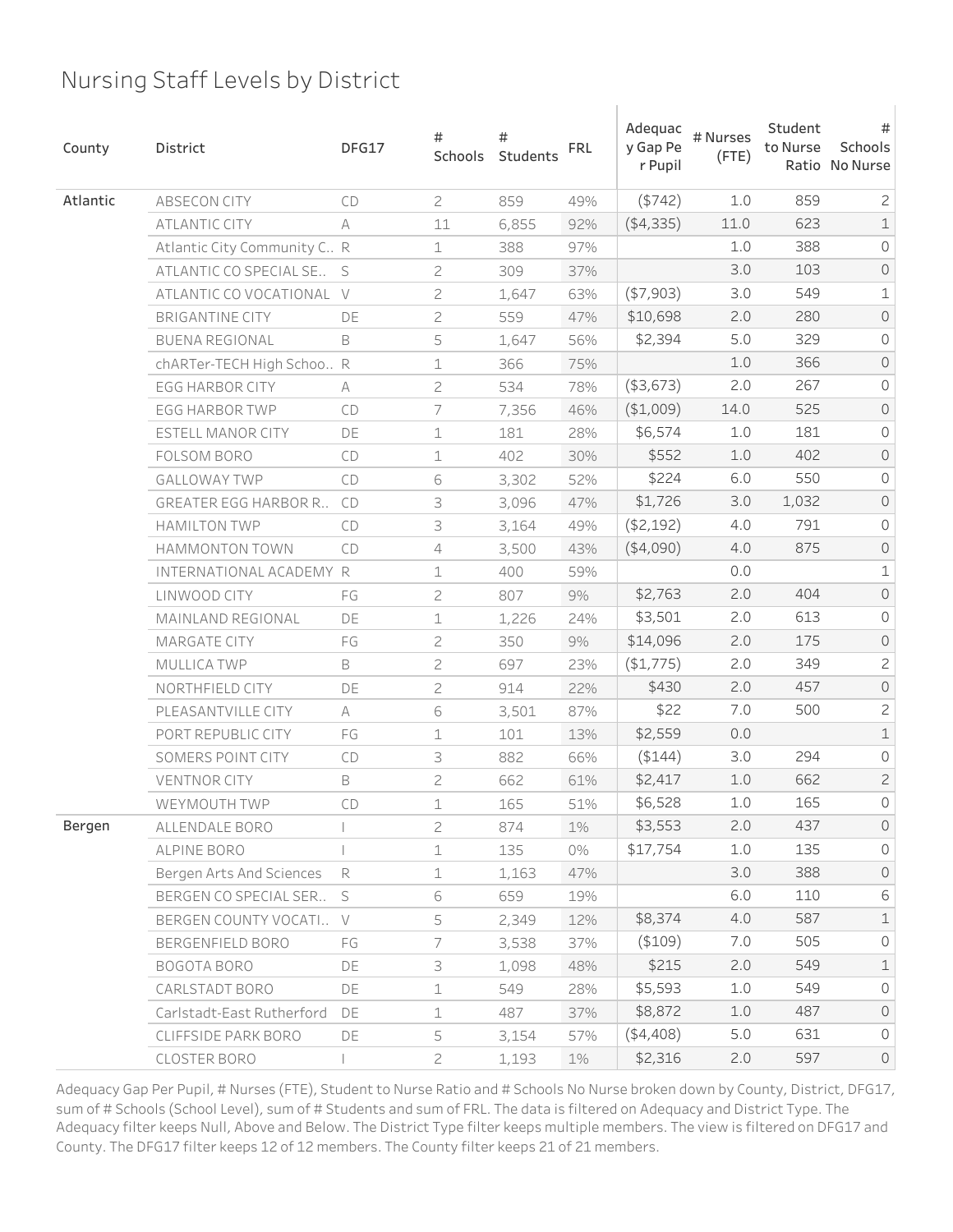# Nursing Staff Levels by District

| County | District | DFG17 | # Schools | # Students | FRL | Adequacy Gap Per Pupil | # Nurses (FTE) | Student to Nurse Ratio | # Schools No Nurse |
|---|---|---|---|---|---|---|---|---|---|
| Atlantic | ABSECON CITY | CD | 2 | 859 | 49% | ($742) | 1.0 | 859 | 2 |
| | ATLANTIC CITY | A | 11 | 6,855 | 92% | ($4,335) | 11.0 | 623 | 1 |
| | Atlantic City Community C.. | R | 1 | 388 | 97% | | 1.0 | 388 | 0 |
| | ATLANTIC CO SPECIAL SE.. | S | 2 | 309 | 37% | | 3.0 | 103 | 0 |
| | ATLANTIC CO VOCATIONAL | V | 2 | 1,647 | 63% | ($7,903) | 3.0 | 549 | 1 |
| | BRIGANTINE CITY | DE | 2 | 559 | 47% | $10,698 | 2.0 | 280 | 0 |
| | BUENA REGIONAL | B | 5 | 1,647 | 56% | $2,394 | 5.0 | 329 | 0 |
| | chARTer-TECH High Schoo.. | R | 1 | 366 | 75% | | 1.0 | 366 | 0 |
| | EGG HARBOR CITY | A | 2 | 534 | 78% | ($3,673) | 2.0 | 267 | 0 |
| | EGG HARBOR TWP | CD | 7 | 7,356 | 46% | ($1,009) | 14.0 | 525 | 0 |
| | ESTELL MANOR CITY | DE | 1 | 181 | 28% | $6,574 | 1.0 | 181 | 0 |
| | FOLSOM BORO | CD | 1 | 402 | 30% | $552 | 1.0 | 402 | 0 |
| | GALLOWAY TWP | CD | 6 | 3,302 | 52% | $224 | 6.0 | 550 | 0 |
| | GREATER EGG HARBOR R.. | CD | 3 | 3,096 | 47% | $1,726 | 3.0 | 1,032 | 0 |
| | HAMILTON TWP | CD | 3 | 3,164 | 49% | ($2,192) | 4.0 | 791 | 0 |
| | HAMMONTON TOWN | CD | 4 | 3,500 | 43% | ($4,090) | 4.0 | 875 | 0 |
| | INTERNATIONAL ACADEMY | R | 1 | 400 | 59% | | 0.0 | | 1 |
| | LINWOOD CITY | FG | 2 | 807 | 9% | $2,763 | 2.0 | 404 | 0 |
| | MAINLAND REGIONAL | DE | 1 | 1,226 | 24% | $3,501 | 2.0 | 613 | 0 |
| | MARGATE CITY | FG | 2 | 350 | 9% | $14,096 | 2.0 | 175 | 0 |
| | MULLICA TWP | B | 2 | 697 | 23% | ($1,775) | 2.0 | 349 | 2 |
| | NORTHFIELD CITY | DE | 2 | 914 | 22% | $430 | 2.0 | 457 | 0 |
| | PLEASANTVILLE CITY | A | 6 | 3,501 | 87% | $22 | 7.0 | 500 | 2 |
| | PORT REPUBLIC CITY | FG | 1 | 101 | 13% | $2,559 | 0.0 | | 1 |
| | SOMERS POINT CITY | CD | 3 | 882 | 66% | ($144) | 3.0 | 294 | 0 |
| | VENTNOR CITY | B | 2 | 662 | 61% | $2,417 | 1.0 | 662 | 2 |
| | WEYMOUTH TWP | CD | 1 | 165 | 51% | $6,528 | 1.0 | 165 | 0 |
| Bergen | ALLENDALE BORO | I | 2 | 874 | 1% | $3,553 | 2.0 | 437 | 0 |
| | ALPINE BORO | I | 1 | 135 | 0% | $17,754 | 1.0 | 135 | 0 |
| | Bergen Arts And Sciences | R | 1 | 1,163 | 47% | | 3.0 | 388 | 0 |
| | BERGEN CO SPECIAL SER.. | S | 6 | 659 | 19% | | 6.0 | 110 | 6 |
| | BERGEN COUNTY VOCATI.. | V | 5 | 2,349 | 12% | $8,374 | 4.0 | 587 | 1 |
| | BERGENFIELD BORO | FG | 7 | 3,538 | 37% | ($109) | 7.0 | 505 | 0 |
| | BOGOTA BORO | DE | 3 | 1,098 | 48% | $215 | 2.0 | 549 | 1 |
| | CARLSTADT BORO | DE | 1 | 549 | 28% | $5,593 | 1.0 | 549 | 0 |
| | Carlstadt-East Rutherford | DE | 1 | 487 | 37% | $8,872 | 1.0 | 487 | 0 |
| | CLIFFSIDE PARK BORO | DE | 5 | 3,154 | 57% | ($4,408) | 5.0 | 631 | 0 |
| | CLOSTER BORO | I | 2 | 1,193 | 1% | $2,316 | 2.0 | 597 | 0 |

Adequacy Gap Per Pupil, # Nurses (FTE), Student to Nurse Ratio and # Schools No Nurse broken down by County, District, DFG17, sum of # Schools (School Level), sum of # Students and sum of FRL. The data is filtered on Adequacy and District Type. The Adequacy filter keeps Null, Above and Below. The District Type filter keeps multiple members. The view is filtered on DFG17 and County. The DFG17 filter keeps 12 of 12 members. The County filter keeps 21 of 21 members.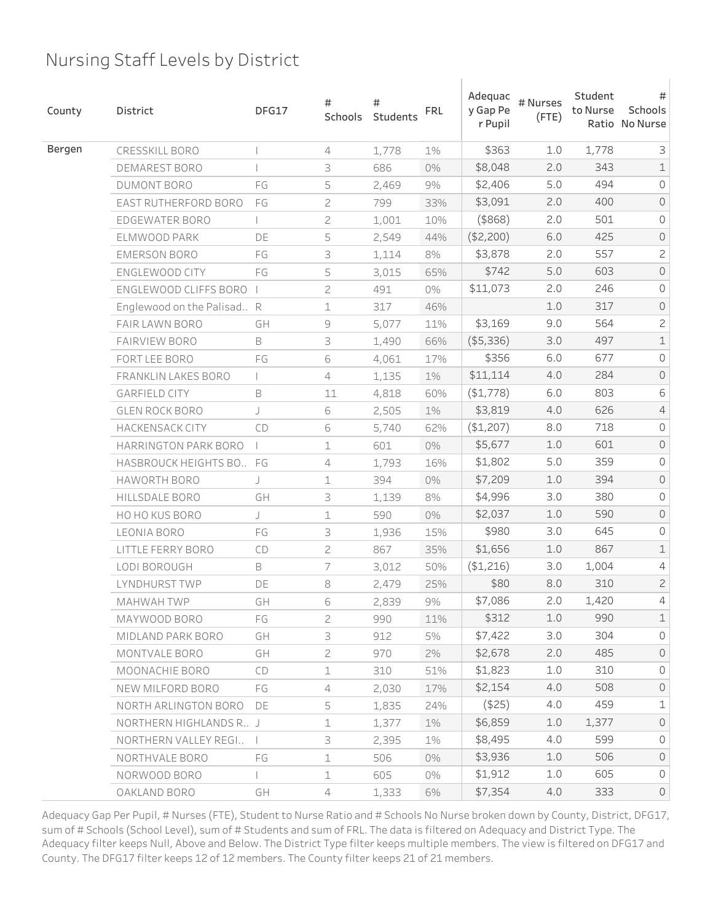# Nursing Staff Levels by District

| County | District | DFG17 | # Schools | # Students | FRL | Adequacy Gap Per Pupil | # Nurses (FTE) | Student to Nurse Ratio | # Schools No Nurse |
|---|---|---|---|---|---|---|---|---|---|
| Bergen | CRESSKILL BORO | I | 4 | 1,778 | 1% | $363 | 1.0 | 1,778 | 3 |
| | DEMAREST BORO | I | 3 | 686 | 0% | $8,048 | 2.0 | 343 | 1 |
| | DUMONT BORO | FG | 5 | 2,469 | 9% | $2,406 | 5.0 | 494 | 0 |
| | EAST RUTHERFORD BORO | FG | 2 | 799 | 33% | $3,091 | 2.0 | 400 | 0 |
| | EDGEWATER BORO | I | 2 | 1,001 | 10% | ($868) | 2.0 | 501 | 0 |
| | ELMWOOD PARK | DE | 5 | 2,549 | 44% | ($2,200) | 6.0 | 425 | 0 |
| | EMERSON BORO | FG | 3 | 1,114 | 8% | $3,878 | 2.0 | 557 | 2 |
| | ENGLEWOOD CITY | FG | 5 | 3,015 | 65% | $742 | 5.0 | 603 | 0 |
| | ENGLEWOOD CLIFFS BORO | I | 2 | 491 | 0% | $11,073 | 2.0 | 246 | 0 |
| | Englewood on the Palisad.. | R | 1 | 317 | 46% | | 1.0 | 317 | 0 |
| | FAIR LAWN BORO | GH | 9 | 5,077 | 11% | $3,169 | 9.0 | 564 | 2 |
| | FAIRVIEW BORO | B | 3 | 1,490 | 66% | ($5,336) | 3.0 | 497 | 1 |
| | FORT LEE BORO | FG | 6 | 4,061 | 17% | $356 | 6.0 | 677 | 0 |
| | FRANKLIN LAKES BORO | I | 4 | 1,135 | 1% | $11,114 | 4.0 | 284 | 0 |
| | GARFIELD CITY | B | 11 | 4,818 | 60% | ($1,778) | 6.0 | 803 | 6 |
| | GLEN ROCK BORO | J | 6 | 2,505 | 1% | $3,819 | 4.0 | 626 | 4 |
| | HACKENSACK CITY | CD | 6 | 5,740 | 62% | ($1,207) | 8.0 | 718 | 0 |
| | HARRINGTON PARK BORO | I | 1 | 601 | 0% | $5,677 | 1.0 | 601 | 0 |
| | HASBROUCK HEIGHTS BO.. | FG | 4 | 1,793 | 16% | $1,802 | 5.0 | 359 | 0 |
| | HAWORTH BORO | J | 1 | 394 | 0% | $7,209 | 1.0 | 394 | 0 |
| | HILLSDALE BORO | GH | 3 | 1,139 | 8% | $4,996 | 3.0 | 380 | 0 |
| | HO HO KUS BORO | J | 1 | 590 | 0% | $2,037 | 1.0 | 590 | 0 |
| | LEONIA BORO | FG | 3 | 1,936 | 15% | $980 | 3.0 | 645 | 0 |
| | LITTLE FERRY BORO | CD | 2 | 867 | 35% | $1,656 | 1.0 | 867 | 1 |
| | LODI BOROUGH | B | 7 | 3,012 | 50% | ($1,216) | 3.0 | 1,004 | 4 |
| | LYNDHURST TWP | DE | 8 | 2,479 | 25% | $80 | 8.0 | 310 | 2 |
| | MAHWAH TWP | GH | 6 | 2,839 | 9% | $7,086 | 2.0 | 1,420 | 4 |
| | MAYWOOD BORO | FG | 2 | 990 | 11% | $312 | 1.0 | 990 | 1 |
| | MIDLAND PARK BORO | GH | 3 | 912 | 5% | $7,422 | 3.0 | 304 | 0 |
| | MONTVALE BORO | GH | 2 | 970 | 2% | $2,678 | 2.0 | 485 | 0 |
| | MOONACHIE BORO | CD | 1 | 310 | 51% | $1,823 | 1.0 | 310 | 0 |
| | NEW MILFORD BORO | FG | 4 | 2,030 | 17% | $2,154 | 4.0 | 508 | 0 |
| | NORTH ARLINGTON BORO | DE | 5 | 1,835 | 24% | ($25) | 4.0 | 459 | 1 |
| | NORTHERN HIGHLANDS R.. | J | 1 | 1,377 | 1% | $6,859 | 1.0 | 1,377 | 0 |
| | NORTHERN VALLEY REGI.. | I | 3 | 2,395 | 1% | $8,495 | 4.0 | 599 | 0 |
| | NORTHVALE BORO | FG | 1 | 506 | 0% | $3,936 | 1.0 | 506 | 0 |
| | NORWOOD BORO | I | 1 | 605 | 0% | $1,912 | 1.0 | 605 | 0 |
| | OAKLAND BORO | GH | 4 | 1,333 | 6% | $7,354 | 4.0 | 333 | 0 |

Adequacy Gap Per Pupil, # Nurses (FTE), Student to Nurse Ratio and # Schools No Nurse broken down by County, District, DFG17, sum of # Schools (School Level), sum of # Students and sum of FRL. The data is filtered on Adequacy and District Type. The Adequacy filter keeps Null, Above and Below. The District Type filter keeps multiple members. The view is filtered on DFG17 and County. The DFG17 filter keeps 12 of 12 members. The County filter keeps 21 of 21 members.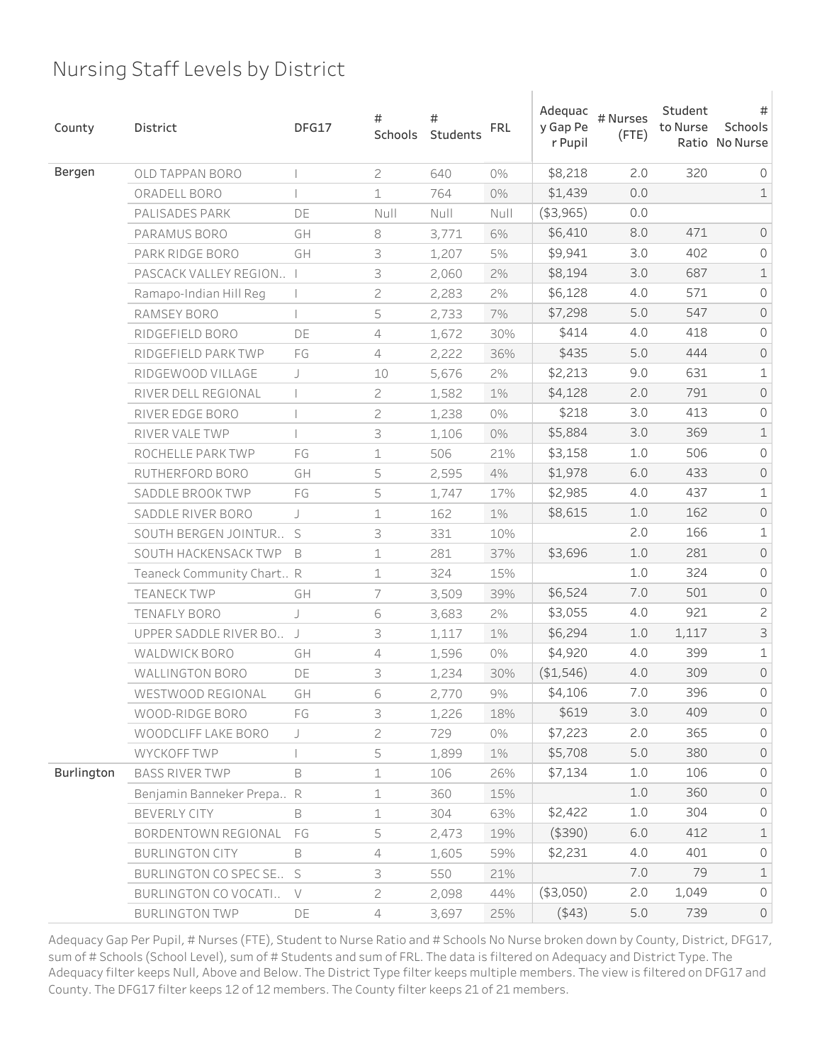# Nursing Staff Levels by District

| County | District | DFG17 | # Schools | # Students | FRL | Adequacy Gap Per Pupil | # Nurses (FTE) | Student to Nurse Ratio | # Schools No Nurse |
|---|---|---|---|---|---|---|---|---|---|
| Bergen | OLD TAPPAN BORO | I | 2 | 640 | 0% | $8,218 | 2.0 | 320 | 0 |
| | ORADELL BORO | I | 1 | 764 | 0% | $1,439 | 0.0 | | 1 |
| | PALISADES PARK | DE | Null | Null | Null | ($3,965) | 0.0 | | |
| | PARAMUS BORO | GH | 8 | 3,771 | 6% | $6,410 | 8.0 | 471 | 0 |
| | PARK RIDGE BORO | GH | 3 | 1,207 | 5% | $9,941 | 3.0 | 402 | 0 |
| | PASCACK VALLEY REGION.. | I | 3 | 2,060 | 2% | $8,194 | 3.0 | 687 | 1 |
| | Ramapo-Indian Hill Reg | I | 2 | 2,283 | 2% | $6,128 | 4.0 | 571 | 0 |
| | RAMSEY BORO | I | 5 | 2,733 | 7% | $7,298 | 5.0 | 547 | 0 |
| | RIDGEFIELD BORO | DE | 4 | 1,672 | 30% | $414 | 4.0 | 418 | 0 |
| | RIDGEFIELD PARK TWP | FG | 4 | 2,222 | 36% | $435 | 5.0 | 444 | 0 |
| | RIDGEWOOD VILLAGE | J | 10 | 5,676 | 2% | $2,213 | 9.0 | 631 | 1 |
| | RIVER DELL REGIONAL | I | 2 | 1,582 | 1% | $4,128 | 2.0 | 791 | 0 |
| | RIVER EDGE BORO | I | 2 | 1,238 | 0% | $218 | 3.0 | 413 | 0 |
| | RIVER VALE TWP | I | 3 | 1,106 | 0% | $5,884 | 3.0 | 369 | 1 |
| | ROCHELLE PARK TWP | FG | 1 | 506 | 21% | $3,158 | 1.0 | 506 | 0 |
| | RUTHERFORD BORO | GH | 5 | 2,595 | 4% | $1,978 | 6.0 | 433 | 0 |
| | SADDLE BROOK TWP | FG | 5 | 1,747 | 17% | $2,985 | 4.0 | 437 | 1 |
| | SADDLE RIVER BORO | J | 1 | 162 | 1% | $8,615 | 1.0 | 162 | 0 |
| | SOUTH BERGEN JOINTUR.. | S | 3 | 331 | 10% | | 2.0 | 166 | 1 |
| | SOUTH HACKENSACK TWP | B | 1 | 281 | 37% | $3,696 | 1.0 | 281 | 0 |
| | Teaneck Community Chart.. | R | 1 | 324 | 15% | | 1.0 | 324 | 0 |
| | TEANECK TWP | GH | 7 | 3,509 | 39% | $6,524 | 7.0 | 501 | 0 |
| | TENAFLY BORO | J | 6 | 3,683 | 2% | $3,055 | 4.0 | 921 | 2 |
| | UPPER SADDLE RIVER BO.. | J | 3 | 1,117 | 1% | $6,294 | 1.0 | 1,117 | 3 |
| | WALDWICK BORO | GH | 4 | 1,596 | 0% | $4,920 | 4.0 | 399 | 1 |
| | WALLINGTON BORO | DE | 3 | 1,234 | 30% | ($1,546) | 4.0 | 309 | 0 |
| | WESTWOOD REGIONAL | GH | 6 | 2,770 | 9% | $4,106 | 7.0 | 396 | 0 |
| | WOOD-RIDGE BORO | FG | 3 | 1,226 | 18% | $619 | 3.0 | 409 | 0 |
| | WOODCLIFF LAKE BORO | J | 2 | 729 | 0% | $7,223 | 2.0 | 365 | 0 |
| | WYCKOFF TWP | I | 5 | 1,899 | 1% | $5,708 | 5.0 | 380 | 0 |
| Burlington | BASS RIVER TWP | B | 1 | 106 | 26% | $7,134 | 1.0 | 106 | 0 |
| | Benjamin Banneker Prepa.. | R | 1 | 360 | 15% | | 1.0 | 360 | 0 |
| | BEVERLY CITY | B | 1 | 304 | 63% | $2,422 | 1.0 | 304 | 0 |
| | BORDENTOWN REGIONAL | FG | 5 | 2,473 | 19% | ($390) | 6.0 | 412 | 1 |
| | BURLINGTON CITY | B | 4 | 1,605 | 59% | $2,231 | 4.0 | 401 | 0 |
| | BURLINGTON CO SPEC SE.. | S | 3 | 550 | 21% | | 7.0 | 79 | 1 |
| | BURLINGTON CO VOCATI.. | V | 2 | 2,098 | 44% | ($3,050) | 2.0 | 1,049 | 0 |
| | BURLINGTON TWP | DE | 4 | 3,697 | 25% | ($43) | 5.0 | 739 | 0 |

Adequacy Gap Per Pupil, # Nurses (FTE), Student to Nurse Ratio and # Schools No Nurse broken down by County, District, DFG17, sum of # Schools (School Level), sum of # Students and sum of FRL. The data is filtered on Adequacy and District Type. The Adequacy filter keeps Null, Above and Below. The District Type filter keeps multiple members. The view is filtered on DFG17 and County. The DFG17 filter keeps 12 of 12 members. The County filter keeps 21 of 21 members.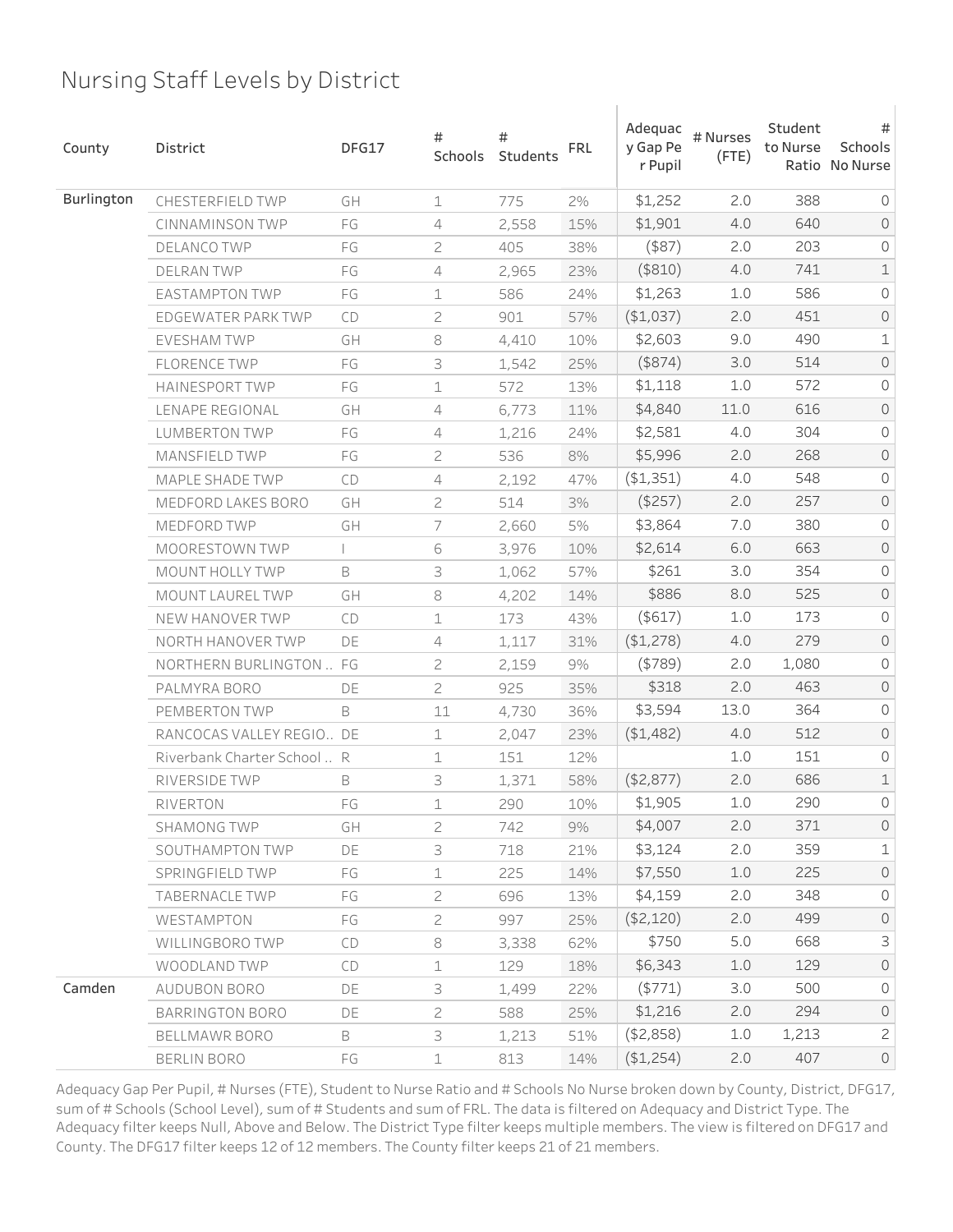# Nursing Staff Levels by District

| County | District | DFG17 | # Schools | # Students | FRL | Adequacy Gap Per Pupil | # Nurses (FTE) | Student to Nurse Ratio | # Schools No Nurse |
|---|---|---|---|---|---|---|---|---|---|
| Burlington | CHESTERFIELD TWP | GH | 1 | 775 | 2% | $1,252 | 2.0 | 388 | 0 |
| | CINNAMINSON TWP | FG | 4 | 2,558 | 15% | $1,901 | 4.0 | 640 | 0 |
| | DELANCO TWP | FG | 2 | 405 | 38% | ($87) | 2.0 | 203 | 0 |
| | DELRAN TWP | FG | 4 | 2,965 | 23% | ($810) | 4.0 | 741 | 1 |
| | EASTAMPTON TWP | FG | 1 | 586 | 24% | $1,263 | 1.0 | 586 | 0 |
| | EDGEWATER PARK TWP | CD | 2 | 901 | 57% | ($1,037) | 2.0 | 451 | 0 |
| | EVESHAM TWP | GH | 8 | 4,410 | 10% | $2,603 | 9.0 | 490 | 1 |
| | FLORENCE TWP | FG | 3 | 1,542 | 25% | ($874) | 3.0 | 514 | 0 |
| | HAINESPORT TWP | FG | 1 | 572 | 13% | $1,118 | 1.0 | 572 | 0 |
| | LENAPE REGIONAL | GH | 4 | 6,773 | 11% | $4,840 | 11.0 | 616 | 0 |
| | LUMBERTON TWP | FG | 4 | 1,216 | 24% | $2,581 | 4.0 | 304 | 0 |
| | MANSFIELD TWP | FG | 2 | 536 | 8% | $5,996 | 2.0 | 268 | 0 |
| | MAPLE SHADE TWP | CD | 4 | 2,192 | 47% | ($1,351) | 4.0 | 548 | 0 |
| | MEDFORD LAKES BORO | GH | 2 | 514 | 3% | ($257) | 2.0 | 257 | 0 |
| | MEDFORD TWP | GH | 7 | 2,660 | 5% | $3,864 | 7.0 | 380 | 0 |
| | MOORESTOWN TWP | I | 6 | 3,976 | 10% | $2,614 | 6.0 | 663 | 0 |
| | MOUNT HOLLY TWP | B | 3 | 1,062 | 57% | $261 | 3.0 | 354 | 0 |
| | MOUNT LAUREL TWP | GH | 8 | 4,202 | 14% | $886 | 8.0 | 525 | 0 |
| | NEW HANOVER TWP | CD | 1 | 173 | 43% | ($617) | 1.0 | 173 | 0 |
| | NORTH HANOVER TWP | DE | 4 | 1,117 | 31% | ($1,278) | 4.0 | 279 | 0 |
| | NORTHERN BURLINGTON .. | FG | 2 | 2,159 | 9% | ($789) | 2.0 | 1,080 | 0 |
| | PALMYRA BORO | DE | 2 | 925 | 35% | $318 | 2.0 | 463 | 0 |
| | PEMBERTON TWP | B | 11 | 4,730 | 36% | $3,594 | 13.0 | 364 | 0 |
| | RANCOCAS VALLEY REGIO.. | DE | 1 | 2,047 | 23% | ($1,482) | 4.0 | 512 | 0 |
| | Riverbank Charter School .. | R | 1 | 151 | 12% | | 1.0 | 151 | 0 |
| | RIVERSIDE TWP | B | 3 | 1,371 | 58% | ($2,877) | 2.0 | 686 | 1 |
| | RIVERTON | FG | 1 | 290 | 10% | $1,905 | 1.0 | 290 | 0 |
| | SHAMONG TWP | GH | 2 | 742 | 9% | $4,007 | 2.0 | 371 | 0 |
| | SOUTHAMPTON TWP | DE | 3 | 718 | 21% | $3,124 | 2.0 | 359 | 1 |
| | SPRINGFIELD TWP | FG | 1 | 225 | 14% | $7,550 | 1.0 | 225 | 0 |
| | TABERNACLE TWP | FG | 2 | 696 | 13% | $4,159 | 2.0 | 348 | 0 |
| | WESTAMPTON | FG | 2 | 997 | 25% | ($2,120) | 2.0 | 499 | 0 |
| | WILLINGBORO TWP | CD | 8 | 3,338 | 62% | $750 | 5.0 | 668 | 3 |
| | WOODLAND TWP | CD | 1 | 129 | 18% | $6,343 | 1.0 | 129 | 0 |
| Camden | AUDUBON BORO | DE | 3 | 1,499 | 22% | ($771) | 3.0 | 500 | 0 |
| | BARRINGTON BORO | DE | 2 | 588 | 25% | $1,216 | 2.0 | 294 | 0 |
| | BELLMAWR BORO | B | 3 | 1,213 | 51% | ($2,858) | 1.0 | 1,213 | 2 |
| | BERLIN BORO | FG | 1 | 813 | 14% | ($1,254) | 2.0 | 407 | 0 |

Adequacy Gap Per Pupil, # Nurses (FTE), Student to Nurse Ratio and # Schools No Nurse broken down by County, District, DFG17, sum of # Schools (School Level), sum of # Students and sum of FRL. The data is filtered on Adequacy and District Type. The Adequacy filter keeps Null, Above and Below. The District Type filter keeps multiple members. The view is filtered on DFG17 and County. The DFG17 filter keeps 12 of 12 members. The County filter keeps 21 of 21 members.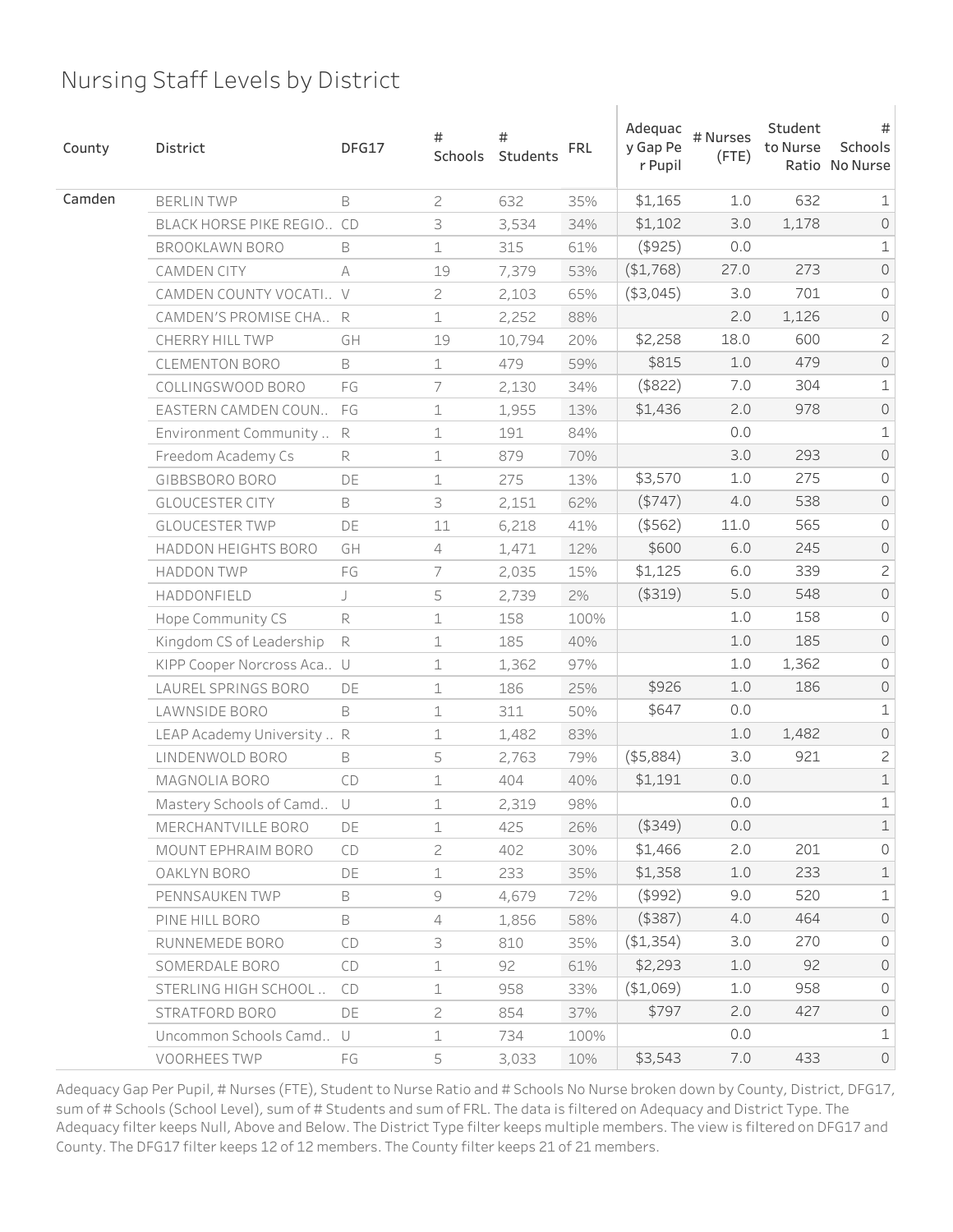# Nursing Staff Levels by District

| County | District | DFG17 | # Schools | # Students | FRL | Adequacy Gap Per Pupil | # Nurses (FTE) | Student to Nurse Ratio | # Schools No Nurse |
|---|---|---|---|---|---|---|---|---|---|
| Camden | BERLIN TWP | B | 2 | 632 | 35% | $1,165 | 1.0 | 632 | 1 |
| | BLACK HORSE PIKE REGIO.. | CD | 3 | 3,534 | 34% | $1,102 | 3.0 | 1,178 | 0 |
| | BROOKLAWN BORO | B | 1 | 315 | 61% | ($925) | 0.0 | | 1 |
| | CAMDEN CITY | A | 19 | 7,379 | 53% | ($1,768) | 27.0 | 273 | 0 |
| | CAMDEN COUNTY VOCATI.. | V | 2 | 2,103 | 65% | ($3,045) | 3.0 | 701 | 0 |
| | CAMDEN'S PROMISE CHA.. | R | 1 | 2,252 | 88% | | 2.0 | 1,126 | 0 |
| | CHERRY HILL TWP | GH | 19 | 10,794 | 20% | $2,258 | 18.0 | 600 | 2 |
| | CLEMENTON BORO | B | 1 | 479 | 59% | $815 | 1.0 | 479 | 0 |
| | COLLINGSWOOD BORO | FG | 7 | 2,130 | 34% | ($822) | 7.0 | 304 | 1 |
| | EASTERN CAMDEN COUN.. | FG | 1 | 1,955 | 13% | $1,436 | 2.0 | 978 | 0 |
| | Environment Community .. | R | 1 | 191 | 84% | | 0.0 | | 1 |
| | Freedom Academy Cs | R | 1 | 879 | 70% | | 3.0 | 293 | 0 |
| | GIBBSBORO BORO | DE | 1 | 275 | 13% | $3,570 | 1.0 | 275 | 0 |
| | GLOUCESTER CITY | B | 3 | 2,151 | 62% | ($747) | 4.0 | 538 | 0 |
| | GLOUCESTER TWP | DE | 11 | 6,218 | 41% | ($562) | 11.0 | 565 | 0 |
| | HADDON HEIGHTS BORO | GH | 4 | 1,471 | 12% | $600 | 6.0 | 245 | 0 |
| | HADDON TWP | FG | 7 | 2,035 | 15% | $1,125 | 6.0 | 339 | 2 |
| | HADDONFIELD | J | 5 | 2,739 | 2% | ($319) | 5.0 | 548 | 0 |
| | Hope Community CS | R | 1 | 158 | 100% | | 1.0 | 158 | 0 |
| | Kingdom CS of Leadership | R | 1 | 185 | 40% | | 1.0 | 185 | 0 |
| | KIPP Cooper Norcross Aca.. | U | 1 | 1,362 | 97% | | 1.0 | 1,362 | 0 |
| | LAUREL SPRINGS BORO | DE | 1 | 186 | 25% | $926 | 1.0 | 186 | 0 |
| | LAWNSIDE BORO | B | 1 | 311 | 50% | $647 | 0.0 | | 1 |
| | LEAP Academy University .. | R | 1 | 1,482 | 83% | | 1.0 | 1,482 | 0 |
| | LINDENWOLD BORO | B | 5 | 2,763 | 79% | ($5,884) | 3.0 | 921 | 2 |
| | MAGNOLIA BORO | CD | 1 | 404 | 40% | $1,191 | 0.0 | | 1 |
| | Mastery Schools of Camd.. | U | 1 | 2,319 | 98% | | 0.0 | | 1 |
| | MERCHANTVILLE BORO | DE | 1 | 425 | 26% | ($349) | 0.0 | | 1 |
| | MOUNT EPHRAIM BORO | CD | 2 | 402 | 30% | $1,466 | 2.0 | 201 | 0 |
| | OAKLYN BORO | DE | 1 | 233 | 35% | $1,358 | 1.0 | 233 | 1 |
| | PENNSAUKEN TWP | B | 9 | 4,679 | 72% | ($992) | 9.0 | 520 | 1 |
| | PINE HILL BORO | B | 4 | 1,856 | 58% | ($387) | 4.0 | 464 | 0 |
| | RUNNEMEDE BORO | CD | 3 | 810 | 35% | ($1,354) | 3.0 | 270 | 0 |
| | SOMERDALE BORO | CD | 1 | 92 | 61% | $2,293 | 1.0 | 92 | 0 |
| | STERLING HIGH SCHOOL .. | CD | 1 | 958 | 33% | ($1,069) | 1.0 | 958 | 0 |
| | STRATFORD BORO | DE | 2 | 854 | 37% | $797 | 2.0 | 427 | 0 |
| | Uncommon Schools Camd.. | U | 1 | 734 | 100% | | 0.0 | | 1 |
| | VOORHEES TWP | FG | 5 | 3,033 | 10% | $3,543 | 7.0 | 433 | 0 |

Adequacy Gap Per Pupil, # Nurses (FTE), Student to Nurse Ratio and # Schools No Nurse broken down by County, District, DFG17, sum of # Schools (School Level), sum of # Students and sum of FRL. The data is filtered on Adequacy and District Type. The Adequacy filter keeps Null, Above and Below. The District Type filter keeps multiple members. The view is filtered on DFG17 and County. The DFG17 filter keeps 12 of 12 members. The County filter keeps 21 of 21 members.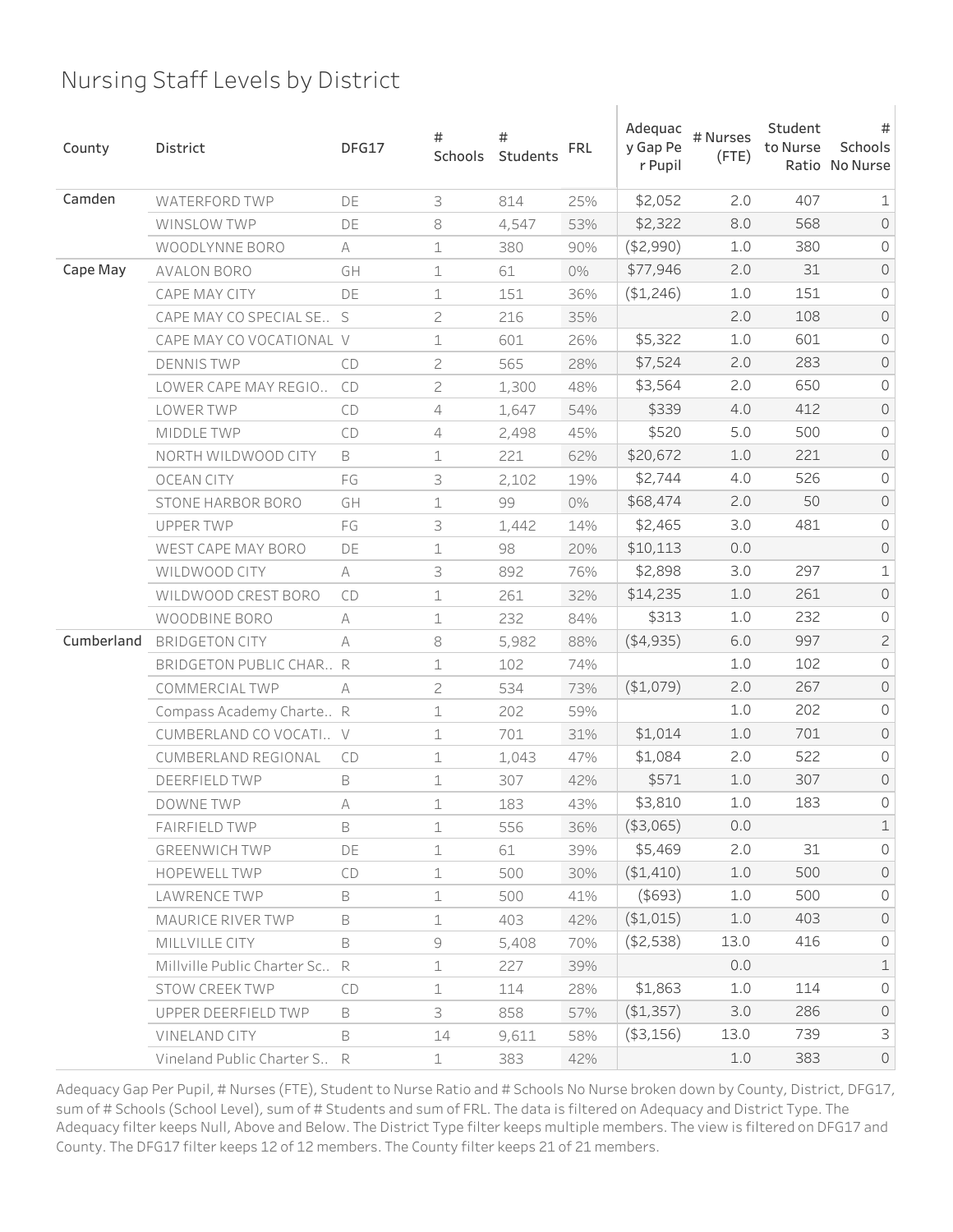# Nursing Staff Levels by District

| County | District | DFG17 | # Schools | # Students | FRL | Adequacy Gap Per Pupil | # Nurses (FTE) | Student to Nurse Ratio | # Schools No Nurse |
|---|---|---|---|---|---|---|---|---|---|
| Camden | WATERFORD TWP | DE | 3 | 814 | 25% | $2,052 | 2.0 | 407 | 1 |
| | WINSLOW TWP | DE | 8 | 4,547 | 53% | $2,322 | 8.0 | 568 | 0 |
| | WOODLYNNE BORO | A | 1 | 380 | 90% | ($2,990) | 1.0 | 380 | 0 |
| Cape May | AVALON BORO | GH | 1 | 61 | 0% | $77,946 | 2.0 | 31 | 0 |
| | CAPE MAY CITY | DE | 1 | 151 | 36% | ($1,246) | 1.0 | 151 | 0 |
| | CAPE MAY CO SPECIAL SE.. | S | 2 | 216 | 35% | | 2.0 | 108 | 0 |
| | CAPE MAY CO VOCATIONAL | V | 1 | 601 | 26% | $5,322 | 1.0 | 601 | 0 |
| | DENNIS TWP | CD | 2 | 565 | 28% | $7,524 | 2.0 | 283 | 0 |
| | LOWER CAPE MAY REGIO.. | CD | 2 | 1,300 | 48% | $3,564 | 2.0 | 650 | 0 |
| | LOWER TWP | CD | 4 | 1,647 | 54% | $339 | 4.0 | 412 | 0 |
| | MIDDLE TWP | CD | 4 | 2,498 | 45% | $520 | 5.0 | 500 | 0 |
| | NORTH WILDWOOD CITY | B | 1 | 221 | 62% | $20,672 | 1.0 | 221 | 0 |
| | OCEAN CITY | FG | 3 | 2,102 | 19% | $2,744 | 4.0 | 526 | 0 |
| | STONE HARBOR BORO | GH | 1 | 99 | 0% | $68,474 | 2.0 | 50 | 0 |
| | UPPER TWP | FG | 3 | 1,442 | 14% | $2,465 | 3.0 | 481 | 0 |
| | WEST CAPE MAY BORO | DE | 1 | 98 | 20% | $10,113 | 0.0 | | 0 |
| | WILDWOOD CITY | A | 3 | 892 | 76% | $2,898 | 3.0 | 297 | 1 |
| | WILDWOOD CREST BORO | CD | 1 | 261 | 32% | $14,235 | 1.0 | 261 | 0 |
| | WOODBINE BORO | A | 1 | 232 | 84% | $313 | 1.0 | 232 | 0 |
| Cumberland | BRIDGETON CITY | A | 8 | 5,982 | 88% | ($4,935) | 6.0 | 997 | 2 |
| | BRIDGETON PUBLIC CHAR.. | R | 1 | 102 | 74% | | 1.0 | 102 | 0 |
| | COMMERCIAL TWP | A | 2 | 534 | 73% | ($1,079) | 2.0 | 267 | 0 |
| | Compass Academy Charte.. | R | 1 | 202 | 59% | | 1.0 | 202 | 0 |
| | CUMBERLAND CO VOCATI.. | V | 1 | 701 | 31% | $1,014 | 1.0 | 701 | 0 |
| | CUMBERLAND REGIONAL | CD | 1 | 1,043 | 47% | $1,084 | 2.0 | 522 | 0 |
| | DEERFIELD TWP | B | 1 | 307 | 42% | $571 | 1.0 | 307 | 0 |
| | DOWNE TWP | A | 1 | 183 | 43% | $3,810 | 1.0 | 183 | 0 |
| | FAIRFIELD TWP | B | 1 | 556 | 36% | ($3,065) | 0.0 | | 1 |
| | GREENWICH TWP | DE | 1 | 61 | 39% | $5,469 | 2.0 | 31 | 0 |
| | HOPEWELL TWP | CD | 1 | 500 | 30% | ($1,410) | 1.0 | 500 | 0 |
| | LAWRENCE TWP | B | 1 | 500 | 41% | ($693) | 1.0 | 500 | 0 |
| | MAURICE RIVER TWP | B | 1 | 403 | 42% | ($1,015) | 1.0 | 403 | 0 |
| | MILLVILLE CITY | B | 9 | 5,408 | 70% | ($2,538) | 13.0 | 416 | 0 |
| | Millville Public Charter Sc.. | R | 1 | 227 | 39% | | 0.0 | | 1 |
| | STOW CREEK TWP | CD | 1 | 114 | 28% | $1,863 | 1.0 | 114 | 0 |
| | UPPER DEERFIELD TWP | B | 3 | 858 | 57% | ($1,357) | 3.0 | 286 | 0 |
| | VINELAND CITY | B | 14 | 9,611 | 58% | ($3,156) | 13.0 | 739 | 3 |
| | Vineland Public Charter S.. | R | 1 | 383 | 42% | | 1.0 | 383 | 0 |

Adequacy Gap Per Pupil, # Nurses (FTE), Student to Nurse Ratio and # Schools No Nurse broken down by County, District, DFG17, sum of # Schools (School Level), sum of # Students and sum of FRL. The data is filtered on Adequacy and District Type. The Adequacy filter keeps Null, Above and Below. The District Type filter keeps multiple members. The view is filtered on DFG17 and County. The DFG17 filter keeps 12 of 12 members. The County filter keeps 21 of 21 members.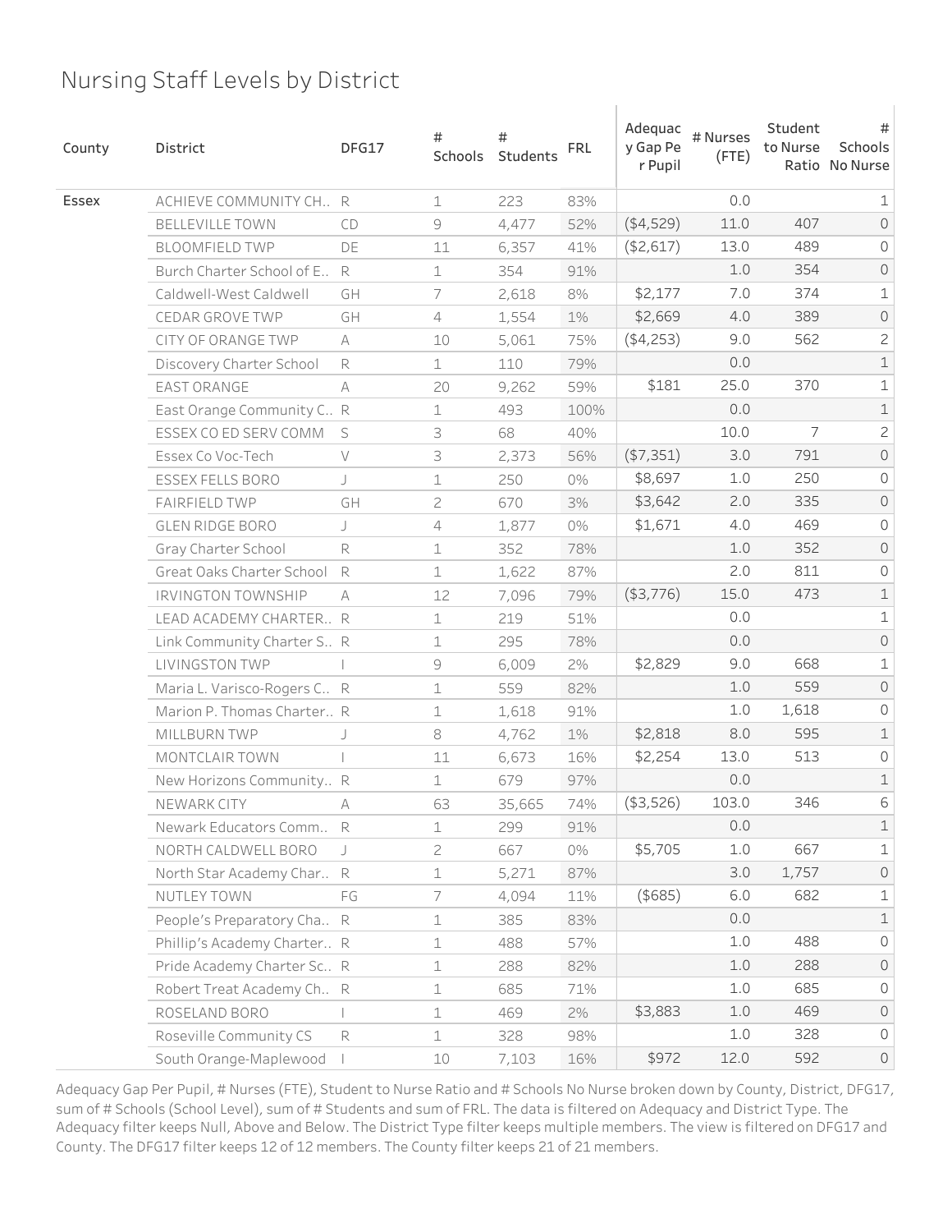# Nursing Staff Levels by District

| County | District | DFG17 | # Schools | # Students | FRL | Adequacy Gap Per Pupil | # Nurses (FTE) | Student to Nurse Ratio | # Schools No Nurse |
|---|---|---|---|---|---|---|---|---|---|
| Essex | ACHIEVE COMMUNITY CH.. | R | 1 | 223 | 83% | | 0.0 | | 1 |
| | BELLEVILLE TOWN | CD | 9 | 4,477 | 52% | ($4,529) | 11.0 | 407 | 0 |
| | BLOOMFIELD TWP | DE | 11 | 6,357 | 41% | ($2,617) | 13.0 | 489 | 0 |
| | Burch Charter School of E.. | R | 1 | 354 | 91% | | 1.0 | 354 | 0 |
| | Caldwell-West Caldwell | GH | 7 | 2,618 | 8% | $2,177 | 7.0 | 374 | 1 |
| | CEDAR GROVE TWP | GH | 4 | 1,554 | 1% | $2,669 | 4.0 | 389 | 0 |
| | CITY OF ORANGE TWP | A | 10 | 5,061 | 75% | ($4,253) | 9.0 | 562 | 2 |
| | Discovery Charter School | R | 1 | 110 | 79% | | 0.0 | | 1 |
| | EAST ORANGE | A | 20 | 9,262 | 59% | $181 | 25.0 | 370 | 1 |
| | East Orange Community C.. | R | 1 | 493 | 100% | | 0.0 | | 1 |
| | ESSEX CO ED SERV COMM | S | 3 | 68 | 40% | | 10.0 | 7 | 2 |
| | Essex Co Voc-Tech | V | 3 | 2,373 | 56% | ($7,351) | 3.0 | 791 | 0 |
| | ESSEX FELLS BORO | J | 1 | 250 | 0% | $8,697 | 1.0 | 250 | 0 |
| | FAIRFIELD TWP | GH | 2 | 670 | 3% | $3,642 | 2.0 | 335 | 0 |
| | GLEN RIDGE BORO | J | 4 | 1,877 | 0% | $1,671 | 4.0 | 469 | 0 |
| | Gray Charter School | R | 1 | 352 | 78% | | 1.0 | 352 | 0 |
| | Great Oaks Charter School | R | 1 | 1,622 | 87% | | 2.0 | 811 | 0 |
| | IRVINGTON TOWNSHIP | A | 12 | 7,096 | 79% | ($3,776) | 15.0 | 473 | 1 |
| | LEAD ACADEMY CHARTER.. | R | 1 | 219 | 51% | | 0.0 | | 1 |
| | Link Community Charter S.. | R | 1 | 295 | 78% | | 0.0 | | 0 |
| | LIVINGSTON TWP | I | 9 | 6,009 | 2% | $2,829 | 9.0 | 668 | 1 |
| | Maria L. Varisco-Rogers C.. | R | 1 | 559 | 82% | | 1.0 | 559 | 0 |
| | Marion P. Thomas Charter.. | R | 1 | 1,618 | 91% | | 1.0 | 1,618 | 0 |
| | MILLBURN TWP | J | 8 | 4,762 | 1% | $2,818 | 8.0 | 595 | 1 |
| | MONTCLAIR TOWN | I | 11 | 6,673 | 16% | $2,254 | 13.0 | 513 | 0 |
| | New Horizons Community.. | R | 1 | 679 | 97% | | 0.0 | | 1 |
| | NEWARK CITY | A | 63 | 35,665 | 74% | ($3,526) | 103.0 | 346 | 6 |
| | Newark Educators Comm.. | R | 1 | 299 | 91% | | 0.0 | | 1 |
| | NORTH CALDWELL BORO | J | 2 | 667 | 0% | $5,705 | 1.0 | 667 | 1 |
| | North Star Academy Char.. | R | 1 | 5,271 | 87% | | 3.0 | 1,757 | 0 |
| | NUTLEY TOWN | FG | 7 | 4,094 | 11% | ($685) | 6.0 | 682 | 1 |
| | People's Preparatory Cha.. | R | 1 | 385 | 83% | | 0.0 | | 1 |
| | Phillip's Academy Charter.. | R | 1 | 488 | 57% | | 1.0 | 488 | 0 |
| | Pride Academy Charter Sc.. | R | 1 | 288 | 82% | | 1.0 | 288 | 0 |
| | Robert Treat Academy Ch.. | R | 1 | 685 | 71% | | 1.0 | 685 | 0 |
| | ROSELAND BORO | I | 1 | 469 | 2% | $3,883 | 1.0 | 469 | 0 |
| | Roseville Community CS | R | 1 | 328 | 98% | | 1.0 | 328 | 0 |
| | South Orange-Maplewood | I | 10 | 7,103 | 16% | $972 | 12.0 | 592 | 0 |

Adequacy Gap Per Pupil, # Nurses (FTE), Student to Nurse Ratio and # Schools No Nurse broken down by County, District, DFG17, sum of # Schools (School Level), sum of # Students and sum of FRL. The data is filtered on Adequacy and District Type. The Adequacy filter keeps Null, Above and Below. The District Type filter keeps multiple members. The view is filtered on DFG17 and County. The DFG17 filter keeps 12 of 12 members. The County filter keeps 21 of 21 members.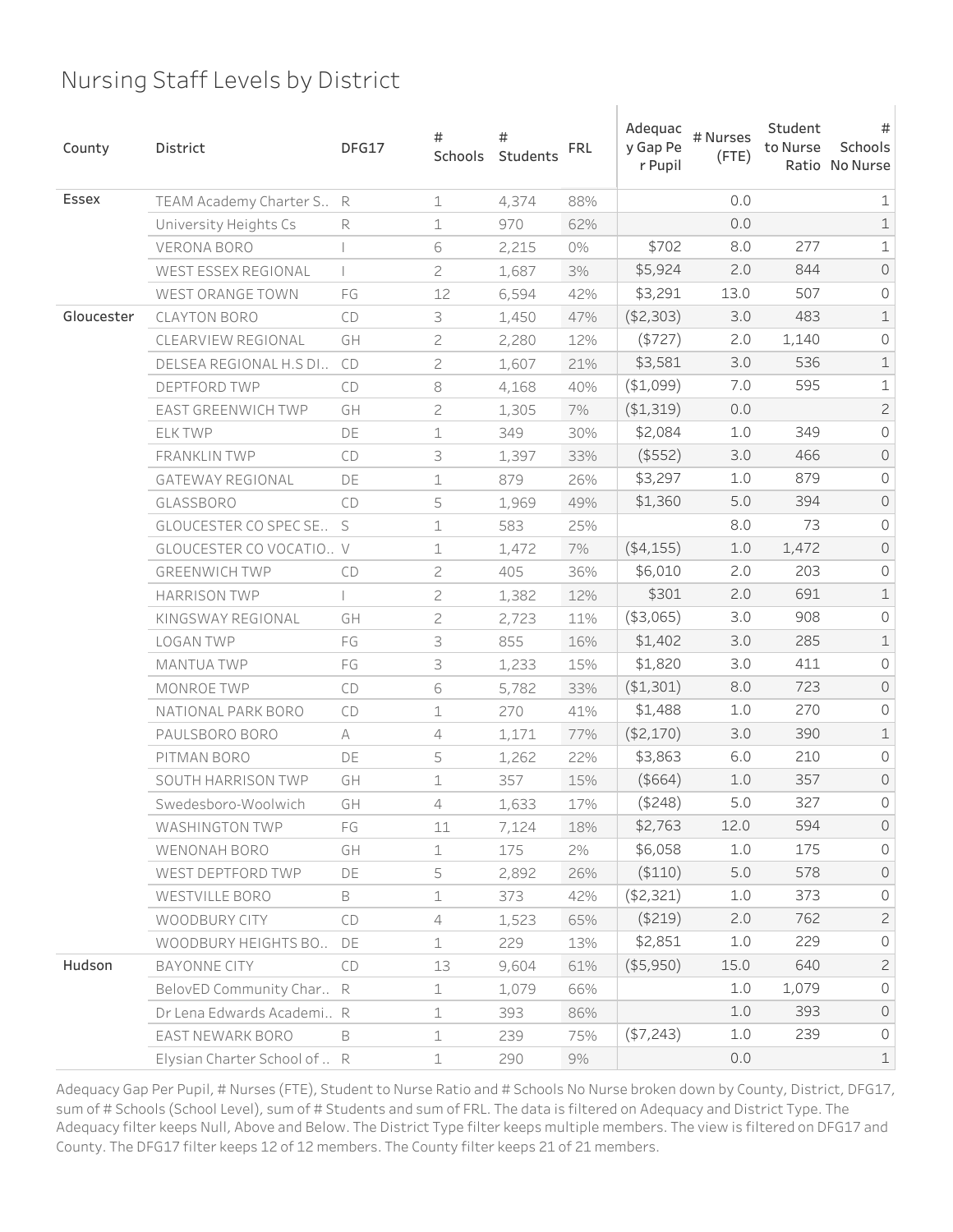# Nursing Staff Levels by District

| County | District | DFG17 | # Schools | # Students | FRL | Adequacy Gap Per Pupil | # Nurses (FTE) | Student to Nurse Ratio | # Schools No Nurse |
|---|---|---|---|---|---|---|---|---|---|
| Essex | TEAM Academy Charter S.. | R | 1 | 4,374 | 88% | | 0.0 | | 1 |
| | University Heights Cs | R | 1 | 970 | 62% | | 0.0 | | 1 |
| | VERONA BORO | I | 6 | 2,215 | 0% | $702 | 8.0 | 277 | 1 |
| | WEST ESSEX REGIONAL | I | 2 | 1,687 | 3% | $5,924 | 2.0 | 844 | 0 |
| | WEST ORANGE TOWN | FG | 12 | 6,594 | 42% | $3,291 | 13.0 | 507 | 0 |
| Gloucester | CLAYTON BORO | CD | 3 | 1,450 | 47% | ($2,303) | 3.0 | 483 | 1 |
| | CLEARVIEW REGIONAL | GH | 2 | 2,280 | 12% | ($727) | 2.0 | 1,140 | 0 |
| | DELSEA REGIONAL H.S DI.. | CD | 2 | 1,607 | 21% | $3,581 | 3.0 | 536 | 1 |
| | DEPTFORD TWP | CD | 8 | 4,168 | 40% | ($1,099) | 7.0 | 595 | 1 |
| | EAST GREENWICH TWP | GH | 2 | 1,305 | 7% | ($1,319) | 0.0 | | 2 |
| | ELK TWP | DE | 1 | 349 | 30% | $2,084 | 1.0 | 349 | 0 |
| | FRANKLIN TWP | CD | 3 | 1,397 | 33% | ($552) | 3.0 | 466 | 0 |
| | GATEWAY REGIONAL | DE | 1 | 879 | 26% | $3,297 | 1.0 | 879 | 0 |
| | GLASSBORO | CD | 5 | 1,969 | 49% | $1,360 | 5.0 | 394 | 0 |
| | GLOUCESTER CO SPEC SE.. | S | 1 | 583 | 25% | | 8.0 | 73 | 0 |
| | GLOUCESTER CO VOCATIO.. | V | 1 | 1,472 | 7% | ($4,155) | 1.0 | 1,472 | 0 |
| | GREENWICH TWP | CD | 2 | 405 | 36% | $6,010 | 2.0 | 203 | 0 |
| | HARRISON TWP | I | 2 | 1,382 | 12% | $301 | 2.0 | 691 | 1 |
| | KINGSWAY REGIONAL | GH | 2 | 2,723 | 11% | ($3,065) | 3.0 | 908 | 0 |
| | LOGAN TWP | FG | 3 | 855 | 16% | $1,402 | 3.0 | 285 | 1 |
| | MANTUA TWP | FG | 3 | 1,233 | 15% | $1,820 | 3.0 | 411 | 0 |
| | MONROE TWP | CD | 6 | 5,782 | 33% | ($1,301) | 8.0 | 723 | 0 |
| | NATIONAL PARK BORO | CD | 1 | 270 | 41% | $1,488 | 1.0 | 270 | 0 |
| | PAULSBORO BORO | A | 4 | 1,171 | 77% | ($2,170) | 3.0 | 390 | 1 |
| | PITMAN BORO | DE | 5 | 1,262 | 22% | $3,863 | 6.0 | 210 | 0 |
| | SOUTH HARRISON TWP | GH | 1 | 357 | 15% | ($664) | 1.0 | 357 | 0 |
| | Swedesboro-Woolwich | GH | 4 | 1,633 | 17% | ($248) | 5.0 | 327 | 0 |
| | WASHINGTON TWP | FG | 11 | 7,124 | 18% | $2,763 | 12.0 | 594 | 0 |
| | WENONAH BORO | GH | 1 | 175 | 2% | $6,058 | 1.0 | 175 | 0 |
| | WEST DEPTFORD TWP | DE | 5 | 2,892 | 26% | ($110) | 5.0 | 578 | 0 |
| | WESTVILLE BORO | B | 1 | 373 | 42% | ($2,321) | 1.0 | 373 | 0 |
| | WOODBURY CITY | CD | 4 | 1,523 | 65% | ($219) | 2.0 | 762 | 2 |
| | WOODBURY HEIGHTS BO.. | DE | 1 | 229 | 13% | $2,851 | 1.0 | 229 | 0 |
| Hudson | BAYONNE CITY | CD | 13 | 9,604 | 61% | ($5,950) | 15.0 | 640 | 2 |
| | BelovED Community Char.. | R | 1 | 1,079 | 66% | | 1.0 | 1,079 | 0 |
| | Dr Lena Edwards Academi.. | R | 1 | 393 | 86% | | 1.0 | 393 | 0 |
| | EAST NEWARK BORO | B | 1 | 239 | 75% | ($7,243) | 1.0 | 239 | 0 |
| | Elysian Charter School of .. | R | 1 | 290 | 9% | | 0.0 | | 1 |

Adequacy Gap Per Pupil, # Nurses (FTE), Student to Nurse Ratio and # Schools No Nurse broken down by County, District, DFG17, sum of # Schools (School Level), sum of # Students and sum of FRL. The data is filtered on Adequacy and District Type. The Adequacy filter keeps Null, Above and Below. The District Type filter keeps multiple members. The view is filtered on DFG17 and County. The DFG17 filter keeps 12 of 12 members. The County filter keeps 21 of 21 members.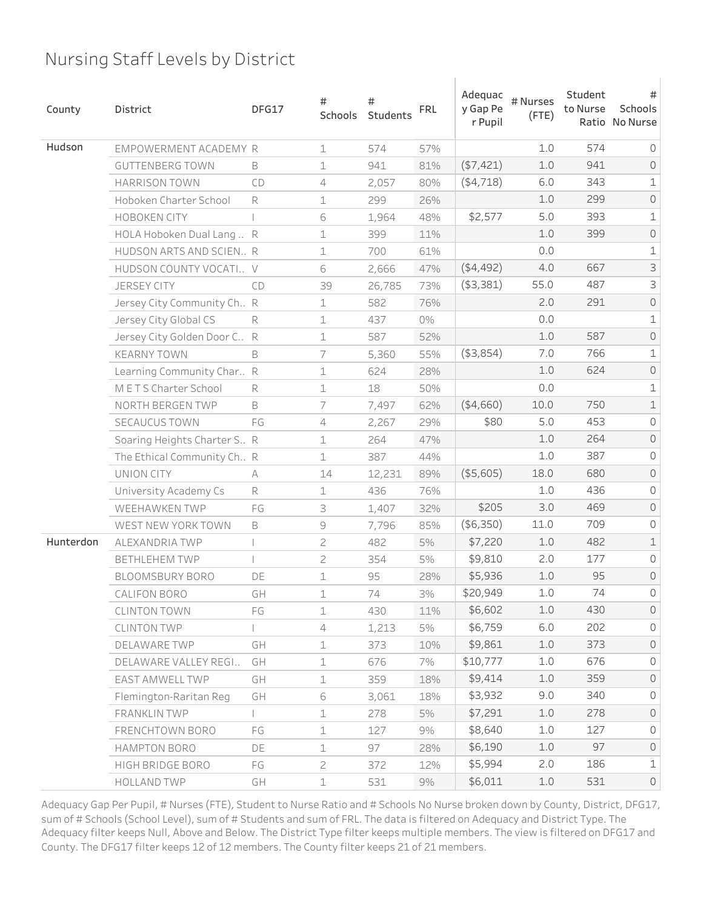# Nursing Staff Levels by District

| County | District | DFG17 | # Schools | # Students | FRL | Adequacy Gap Per Pupil | # Nurses (FTE) | Student to Nurse Ratio | # Schools No Nurse |
|---|---|---|---|---|---|---|---|---|---|
| Hudson | EMPOWERMENT ACADEMY | R | 1 | 574 | 57% | | 1.0 | 574 | 0 |
| | GUTTENBERG TOWN | B | 1 | 941 | 81% | ($7,421) | 1.0 | 941 | 0 |
| | HARRISON TOWN | CD | 4 | 2,057 | 80% | ($4,718) | 6.0 | 343 | 1 |
| | Hoboken Charter School | R | 1 | 299 | 26% | | 1.0 | 299 | 0 |
| | HOBOKEN CITY | I | 6 | 1,964 | 48% | $2,577 | 5.0 | 393 | 1 |
| | HOLA Hoboken Dual Lang .. | R | 1 | 399 | 11% | | 1.0 | 399 | 0 |
| | HUDSON ARTS AND SCIEN.. | R | 1 | 700 | 61% | | 0.0 | | 1 |
| | HUDSON COUNTY VOCATI.. | V | 6 | 2,666 | 47% | ($4,492) | 4.0 | 667 | 3 |
| | JERSEY CITY | CD | 39 | 26,785 | 73% | ($3,381) | 55.0 | 487 | 3 |
| | Jersey City Community Ch.. | R | 1 | 582 | 76% | | 2.0 | 291 | 0 |
| | Jersey City Global CS | R | 1 | 437 | 0% | | 0.0 | | 1 |
| | Jersey City Golden Door C.. | R | 1 | 587 | 52% | | 1.0 | 587 | 0 |
| | KEARNY TOWN | B | 7 | 5,360 | 55% | ($3,854) | 7.0 | 766 | 1 |
| | Learning Community Char.. | R | 1 | 624 | 28% | | 1.0 | 624 | 0 |
| | M E T S Charter School | R | 1 | 18 | 50% | | 0.0 | | 1 |
| | NORTH BERGEN TWP | B | 7 | 7,497 | 62% | ($4,660) | 10.0 | 750 | 1 |
| | SECAUCUS TOWN | FG | 4 | 2,267 | 29% | $80 | 5.0 | 453 | 0 |
| | Soaring Heights Charter S.. | R | 1 | 264 | 47% | | 1.0 | 264 | 0 |
| | The Ethical Community Ch.. | R | 1 | 387 | 44% | | 1.0 | 387 | 0 |
| | UNION CITY | A | 14 | 12,231 | 89% | ($5,605) | 18.0 | 680 | 0 |
| | University Academy Cs | R | 1 | 436 | 76% | | 1.0 | 436 | 0 |
| | WEEHAWKEN TWP | FG | 3 | 1,407 | 32% | $205 | 3.0 | 469 | 0 |
| | WEST NEW YORK TOWN | B | 9 | 7,796 | 85% | ($6,350) | 11.0 | 709 | 0 |
| Hunterdon | ALEXANDRIA TWP | I | 2 | 482 | 5% | $7,220 | 1.0 | 482 | 1 |
| | BETHLEHEM TWP | I | 2 | 354 | 5% | $9,810 | 2.0 | 177 | 0 |
| | BLOOMSBURY BORO | DE | 1 | 95 | 28% | $5,936 | 1.0 | 95 | 0 |
| | CALIFON BORO | GH | 1 | 74 | 3% | $20,949 | 1.0 | 74 | 0 |
| | CLINTON TOWN | FG | 1 | 430 | 11% | $6,602 | 1.0 | 430 | 0 |
| | CLINTON TWP | I | 4 | 1,213 | 5% | $6,759 | 6.0 | 202 | 0 |
| | DELAWARE TWP | GH | 1 | 373 | 10% | $9,861 | 1.0 | 373 | 0 |
| | DELAWARE VALLEY REGI.. | GH | 1 | 676 | 7% | $10,777 | 1.0 | 676 | 0 |
| | EAST AMWELL TWP | GH | 1 | 359 | 18% | $9,414 | 1.0 | 359 | 0 |
| | Flemington-Raritan Reg | GH | 6 | 3,061 | 18% | $3,932 | 9.0 | 340 | 0 |
| | FRANKLIN TWP | I | 1 | 278 | 5% | $7,291 | 1.0 | 278 | 0 |
| | FRENCHTOWN BORO | FG | 1 | 127 | 9% | $8,640 | 1.0 | 127 | 0 |
| | HAMPTON BORO | DE | 1 | 97 | 28% | $6,190 | 1.0 | 97 | 0 |
| | HIGH BRIDGE BORO | FG | 2 | 372 | 12% | $5,994 | 2.0 | 186 | 1 |
| | HOLLAND TWP | GH | 1 | 531 | 9% | $6,011 | 1.0 | 531 | 0 |

Adequacy Gap Per Pupil, # Nurses (FTE), Student to Nurse Ratio and # Schools No Nurse broken down by County, District, DFG17, sum of # Schools (School Level), sum of # Students and sum of FRL. The data is filtered on Adequacy and District Type. The Adequacy filter keeps Null, Above and Below. The District Type filter keeps multiple members. The view is filtered on DFG17 and County. The DFG17 filter keeps 12 of 12 members. The County filter keeps 21 of 21 members.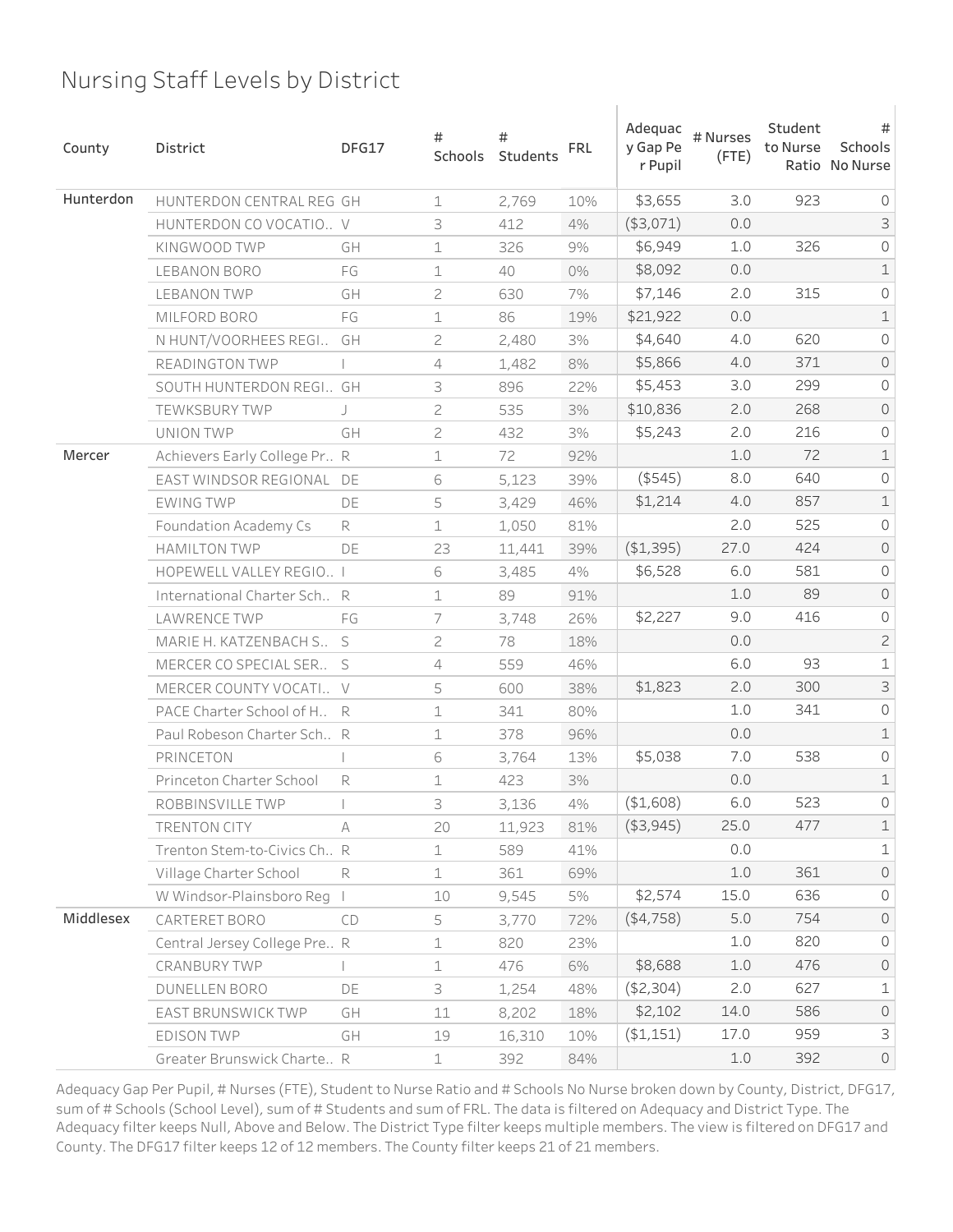# Nursing Staff Levels by District

| County | District | DFG17 | # Schools | # Students | FRL | Adequacy Gap Per Pupil | # Nurses (FTE) | Student to Nurse Ratio | # Schools No Nurse |
|---|---|---|---|---|---|---|---|---|---|
| Hunterdon | HUNTERDON CENTRAL REG | GH | 1 | 2,769 | 10% | $3,655 | 3.0 | 923 | 0 |
| | HUNTERDON CO VOCATIO.. | V | 3 | 412 | 4% | ($3,071) | 0.0 | | 3 |
| | KINGWOOD TWP | GH | 1 | 326 | 9% | $6,949 | 1.0 | 326 | 0 |
| | LEBANON BORO | FG | 1 | 40 | 0% | $8,092 | 0.0 | | 1 |
| | LEBANON TWP | GH | 2 | 630 | 7% | $7,146 | 2.0 | 315 | 0 |
| | MILFORD BORO | FG | 1 | 86 | 19% | $21,922 | 0.0 | | 1 |
| | N HUNT/VOORHEES REGI.. | GH | 2 | 2,480 | 3% | $4,640 | 4.0 | 620 | 0 |
| | READINGTON TWP | I | 4 | 1,482 | 8% | $5,866 | 4.0 | 371 | 0 |
| | SOUTH HUNTERDON REGI.. | GH | 3 | 896 | 22% | $5,453 | 3.0 | 299 | 0 |
| | TEWKSBURY TWP | J | 2 | 535 | 3% | $10,836 | 2.0 | 268 | 0 |
| | UNION TWP | GH | 2 | 432 | 3% | $5,243 | 2.0 | 216 | 0 |
| Mercer | Achievers Early College Pr.. | R | 1 | 72 | 92% | | 1.0 | 72 | 1 |
| | EAST WINDSOR REGIONAL | DE | 6 | 5,123 | 39% | ($545) | 8.0 | 640 | 0 |
| | EWING TWP | DE | 5 | 3,429 | 46% | $1,214 | 4.0 | 857 | 1 |
| | Foundation Academy Cs | R | 1 | 1,050 | 81% | | 2.0 | 525 | 0 |
| | HAMILTON TWP | DE | 23 | 11,441 | 39% | ($1,395) | 27.0 | 424 | 0 |
| | HOPEWELL VALLEY REGIO.. | I | 6 | 3,485 | 4% | $6,528 | 6.0 | 581 | 0 |
| | International Charter Sch.. | R | 1 | 89 | 91% | | 1.0 | 89 | 0 |
| | LAWRENCE TWP | FG | 7 | 3,748 | 26% | $2,227 | 9.0 | 416 | 0 |
| | MARIE H. KATZENBACH S.. | S | 2 | 78 | 18% | | 0.0 | | 2 |
| | MERCER CO SPECIAL SER.. | S | 4 | 559 | 46% | | 6.0 | 93 | 1 |
| | MERCER COUNTY VOCATI.. | V | 5 | 600 | 38% | $1,823 | 2.0 | 300 | 3 |
| | PACE Charter School of H.. | R | 1 | 341 | 80% | | 1.0 | 341 | 0 |
| | Paul Robeson Charter Sch.. | R | 1 | 378 | 96% | | 0.0 | | 1 |
| | PRINCETON | I | 6 | 3,764 | 13% | $5,038 | 7.0 | 538 | 0 |
| | Princeton Charter School | R | 1 | 423 | 3% | | 0.0 | | 1 |
| | ROBBINSVILLE TWP | I | 3 | 3,136 | 4% | ($1,608) | 6.0 | 523 | 0 |
| | TRENTON CITY | A | 20 | 11,923 | 81% | ($3,945) | 25.0 | 477 | 1 |
| | Trenton Stem-to-Civics Ch.. | R | 1 | 589 | 41% | | 0.0 | | 1 |
| | Village Charter School | R | 1 | 361 | 69% | | 1.0 | 361 | 0 |
| | W Windsor-Plainsboro Reg | I | 10 | 9,545 | 5% | $2,574 | 15.0 | 636 | 0 |
| Middlesex | CARTERET BORO | CD | 5 | 3,770 | 72% | ($4,758) | 5.0 | 754 | 0 |
| | Central Jersey College Pre.. | R | 1 | 820 | 23% | | 1.0 | 820 | 0 |
| | CRANBURY TWP | I | 1 | 476 | 6% | $8,688 | 1.0 | 476 | 0 |
| | DUNELLEN BORO | DE | 3 | 1,254 | 48% | ($2,304) | 2.0 | 627 | 1 |
| | EAST BRUNSWICK TWP | GH | 11 | 8,202 | 18% | $2,102 | 14.0 | 586 | 0 |
| | EDISON TWP | GH | 19 | 16,310 | 10% | ($1,151) | 17.0 | 959 | 3 |
| | Greater Brunswick Charte.. | R | 1 | 392 | 84% | | 1.0 | 392 | 0 |

Adequacy Gap Per Pupil, # Nurses (FTE), Student to Nurse Ratio and # Schools No Nurse broken down by County, District, DFG17, sum of # Schools (School Level), sum of # Students and sum of FRL. The data is filtered on Adequacy and District Type. The Adequacy filter keeps Null, Above and Below. The District Type filter keeps multiple members. The view is filtered on DFG17 and County. The DFG17 filter keeps 12 of 12 members. The County filter keeps 21 of 21 members.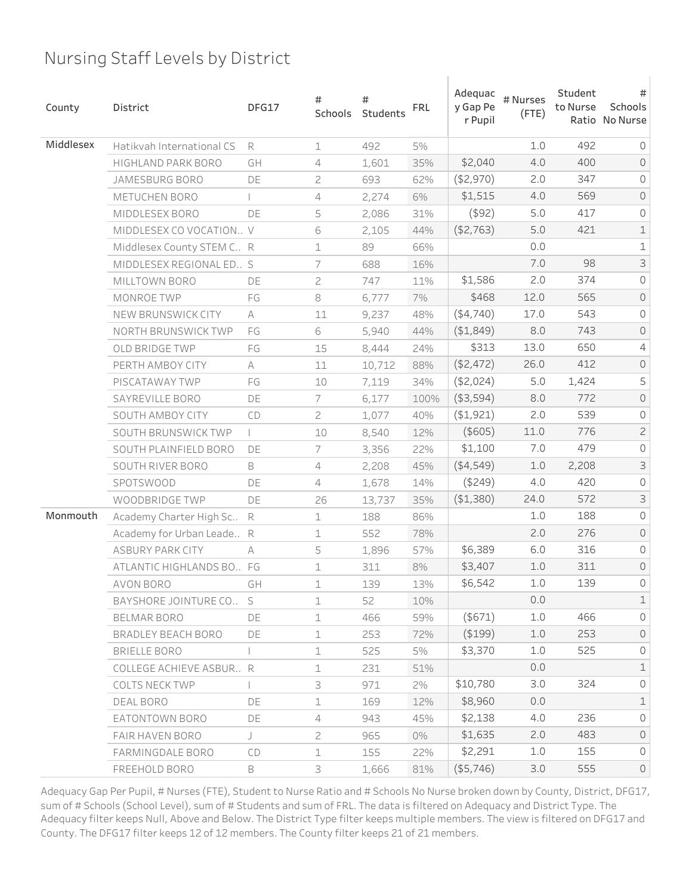# Nursing Staff Levels by District

| County | District | DFG17 | # Schools | # Students | FRL | Adequacy Gap Per Pupil | # Nurses (FTE) | Student to Nurse Ratio | # Schools No Nurse |
|---|---|---|---|---|---|---|---|---|---|
| Middlesex | Hatikvah International CS | R | 1 | 492 | 5% | | 1.0 | 492 | 0 |
| | HIGHLAND PARK BORO | GH | 4 | 1,601 | 35% | $2,040 | 4.0 | 400 | 0 |
| | JAMESBURG BORO | DE | 2 | 693 | 62% | ($2,970) | 2.0 | 347 | 0 |
| | METUCHEN BORO | I | 4 | 2,274 | 6% | $1,515 | 4.0 | 569 | 0 |
| | MIDDLESEX BORO | DE | 5 | 2,086 | 31% | ($92) | 5.0 | 417 | 0 |
| | MIDDLESEX CO VOCATION.. | V | 6 | 2,105 | 44% | ($2,763) | 5.0 | 421 | 1 |
| | Middlesex County STEM C.. | R | 1 | 89 | 66% | | 0.0 | | 1 |
| | MIDDLESEX REGIONAL ED.. | S | 7 | 688 | 16% | | 7.0 | 98 | 3 |
| | MILLTOWN BORO | DE | 2 | 747 | 11% | $1,586 | 2.0 | 374 | 0 |
| | MONROE TWP | FG | 8 | 6,777 | 7% | $468 | 12.0 | 565 | 0 |
| | NEW BRUNSWICK CITY | A | 11 | 9,237 | 48% | ($4,740) | 17.0 | 543 | 0 |
| | NORTH BRUNSWICK TWP | FG | 6 | 5,940 | 44% | ($1,849) | 8.0 | 743 | 0 |
| | OLD BRIDGE TWP | FG | 15 | 8,444 | 24% | $313 | 13.0 | 650 | 4 |
| | PERTH AMBOY CITY | A | 11 | 10,712 | 88% | ($2,472) | 26.0 | 412 | 0 |
| | PISCATAWAY TWP | FG | 10 | 7,119 | 34% | ($2,024) | 5.0 | 1,424 | 5 |
| | SAYREVILLE BORO | DE | 7 | 6,177 | 100% | ($3,594) | 8.0 | 772 | 0 |
| | SOUTH AMBOY CITY | CD | 2 | 1,077 | 40% | ($1,921) | 2.0 | 539 | 0 |
| | SOUTH BRUNSWICK TWP | I | 10 | 8,540 | 12% | ($605) | 11.0 | 776 | 2 |
| | SOUTH PLAINFIELD BORO | DE | 7 | 3,356 | 22% | $1,100 | 7.0 | 479 | 0 |
| | SOUTH RIVER BORO | B | 4 | 2,208 | 45% | ($4,549) | 1.0 | 2,208 | 3 |
| | SPOTSWOOD | DE | 4 | 1,678 | 14% | ($249) | 4.0 | 420 | 0 |
| | WOODBRIDGE TWP | DE | 26 | 13,737 | 35% | ($1,380) | 24.0 | 572 | 3 |
| Monmouth | Academy Charter High Sc.. | R | 1 | 188 | 86% | | 1.0 | 188 | 0 |
| | Academy for Urban Leade.. | R | 1 | 552 | 78% | | 2.0 | 276 | 0 |
| | ASBURY PARK CITY | A | 5 | 1,896 | 57% | $6,389 | 6.0 | 316 | 0 |
| | ATLANTIC HIGHLANDS BO.. | FG | 1 | 311 | 8% | $3,407 | 1.0 | 311 | 0 |
| | AVON BORO | GH | 1 | 139 | 13% | $6,542 | 1.0 | 139 | 0 |
| | BAYSHORE JOINTURE CO.. | S | 1 | 52 | 10% | | 0.0 | | 1 |
| | BELMAR BORO | DE | 1 | 466 | 59% | ($671) | 1.0 | 466 | 0 |
| | BRADLEY BEACH BORO | DE | 1 | 253 | 72% | ($199) | 1.0 | 253 | 0 |
| | BRIELLE BORO | I | 1 | 525 | 5% | $3,370 | 1.0 | 525 | 0 |
| | COLLEGE ACHIEVE ASBUR.. | R | 1 | 231 | 51% | | 0.0 | | 1 |
| | COLTS NECK TWP | I | 3 | 971 | 2% | $10,780 | 3.0 | 324 | 0 |
| | DEAL BORO | DE | 1 | 169 | 12% | $8,960 | 0.0 | | 1 |
| | EATONTOWN BORO | DE | 4 | 943 | 45% | $2,138 | 4.0 | 236 | 0 |
| | FAIR HAVEN BORO | J | 2 | 965 | 0% | $1,635 | 2.0 | 483 | 0 |
| | FARMINGDALE BORO | CD | 1 | 155 | 22% | $2,291 | 1.0 | 155 | 0 |
| | FREEHOLD BORO | B | 3 | 1,666 | 81% | ($5,746) | 3.0 | 555 | 0 |

Adequacy Gap Per Pupil, # Nurses (FTE), Student to Nurse Ratio and # Schools No Nurse broken down by County, District, DFG17, sum of # Schools (School Level), sum of # Students and sum of FRL. The data is filtered on Adequacy and District Type. The Adequacy filter keeps Null, Above and Below. The District Type filter keeps multiple members. The view is filtered on DFG17 and County. The DFG17 filter keeps 12 of 12 members. The County filter keeps 21 of 21 members.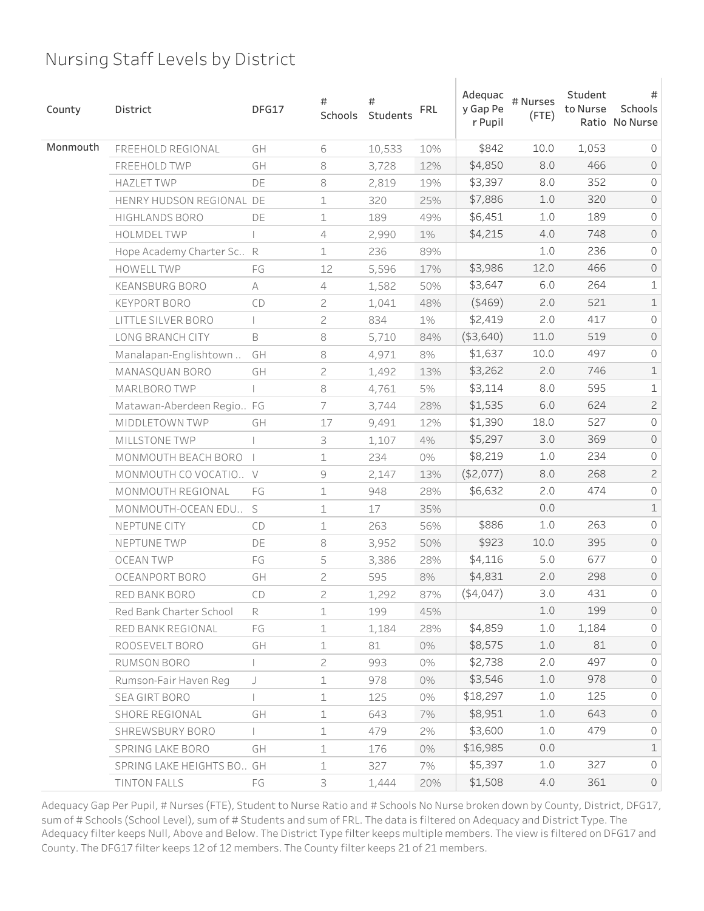# Nursing Staff Levels by District

| County | District | DFG17 | # Schools | # Students | FRL | Adequacy Gap Per Pupil | # Nurses (FTE) | Student to Nurse Ratio | # Schools No Nurse |
|---|---|---|---|---|---|---|---|---|---|
| Monmouth | FREEHOLD REGIONAL | GH | 6 | 10,533 | 10% | $842 | 10.0 | 1,053 | 0 |
| | FREEHOLD TWP | GH | 8 | 3,728 | 12% | $4,850 | 8.0 | 466 | 0 |
| | HAZLET TWP | DE | 8 | 2,819 | 19% | $3,397 | 8.0 | 352 | 0 |
| | HENRY HUDSON REGIONAL | DE | 1 | 320 | 25% | $7,886 | 1.0 | 320 | 0 |
| | HIGHLANDS BORO | DE | 1 | 189 | 49% | $6,451 | 1.0 | 189 | 0 |
| | HOLMDEL TWP | I | 4 | 2,990 | 1% | $4,215 | 4.0 | 748 | 0 |
| | Hope Academy Charter Sc.. | R | 1 | 236 | 89% | | 1.0 | 236 | 0 |
| | HOWELL TWP | FG | 12 | 5,596 | 17% | $3,986 | 12.0 | 466 | 0 |
| | KEANSBURG BORO | A | 4 | 1,582 | 50% | $3,647 | 6.0 | 264 | 1 |
| | KEYPORT BORO | CD | 2 | 1,041 | 48% | ($469) | 2.0 | 521 | 1 |
| | LITTLE SILVER BORO | I | 2 | 834 | 1% | $2,419 | 2.0 | 417 | 0 |
| | LONG BRANCH CITY | B | 8 | 5,710 | 84% | ($3,640) | 11.0 | 519 | 0 |
| | Manalapan-Englishtown .. | GH | 8 | 4,971 | 8% | $1,637 | 10.0 | 497 | 0 |
| | MANASQUAN BORO | GH | 2 | 1,492 | 13% | $3,262 | 2.0 | 746 | 1 |
| | MARLBORO TWP | I | 8 | 4,761 | 5% | $3,114 | 8.0 | 595 | 1 |
| | Matawan-Aberdeen Regio.. | FG | 7 | 3,744 | 28% | $1,535 | 6.0 | 624 | 2 |
| | MIDDLETOWN TWP | GH | 17 | 9,491 | 12% | $1,390 | 18.0 | 527 | 0 |
| | MILLSTONE TWP | I | 3 | 1,107 | 4% | $5,297 | 3.0 | 369 | 0 |
| | MONMOUTH BEACH BORO | I | 1 | 234 | 0% | $8,219 | 1.0 | 234 | 0 |
| | MONMOUTH CO VOCATIO.. | V | 9 | 2,147 | 13% | ($2,077) | 8.0 | 268 | 2 |
| | MONMOUTH REGIONAL | FG | 1 | 948 | 28% | $6,632 | 2.0 | 474 | 0 |
| | MONMOUTH-OCEAN EDU.. | S | 1 | 17 | 35% | | 0.0 | | 1 |
| | NEPTUNE CITY | CD | 1 | 263 | 56% | $886 | 1.0 | 263 | 0 |
| | NEPTUNE TWP | DE | 8 | 3,952 | 50% | $923 | 10.0 | 395 | 0 |
| | OCEAN TWP | FG | 5 | 3,386 | 28% | $4,116 | 5.0 | 677 | 0 |
| | OCEANPORT BORO | GH | 2 | 595 | 8% | $4,831 | 2.0 | 298 | 0 |
| | RED BANK BORO | CD | 2 | 1,292 | 87% | ($4,047) | 3.0 | 431 | 0 |
| | Red Bank Charter School | R | 1 | 199 | 45% | | 1.0 | 199 | 0 |
| | RED BANK REGIONAL | FG | 1 | 1,184 | 28% | $4,859 | 1.0 | 1,184 | 0 |
| | ROOSEVELT BORO | GH | 1 | 81 | 0% | $8,575 | 1.0 | 81 | 0 |
| | RUMSON BORO | I | 2 | 993 | 0% | $2,738 | 2.0 | 497 | 0 |
| | Rumson-Fair Haven Reg | J | 1 | 978 | 0% | $3,546 | 1.0 | 978 | 0 |
| | SEA GIRT BORO | I | 1 | 125 | 0% | $18,297 | 1.0 | 125 | 0 |
| | SHORE REGIONAL | GH | 1 | 643 | 7% | $8,951 | 1.0 | 643 | 0 |
| | SHREWSBURY BORO | I | 1 | 479 | 2% | $3,600 | 1.0 | 479 | 0 |
| | SPRING LAKE BORO | GH | 1 | 176 | 0% | $16,985 | 0.0 | | 1 |
| | SPRING LAKE HEIGHTS BO.. | GH | 1 | 327 | 7% | $5,397 | 1.0 | 327 | 0 |
| | TINTON FALLS | FG | 3 | 1,444 | 20% | $1,508 | 4.0 | 361 | 0 |

Adequacy Gap Per Pupil, # Nurses (FTE), Student to Nurse Ratio and # Schools No Nurse broken down by County, District, DFG17, sum of # Schools (School Level), sum of # Students and sum of FRL. The data is filtered on Adequacy and District Type. The Adequacy filter keeps Null, Above and Below. The District Type filter keeps multiple members. The view is filtered on DFG17 and County. The DFG17 filter keeps 12 of 12 members. The County filter keeps 21 of 21 members.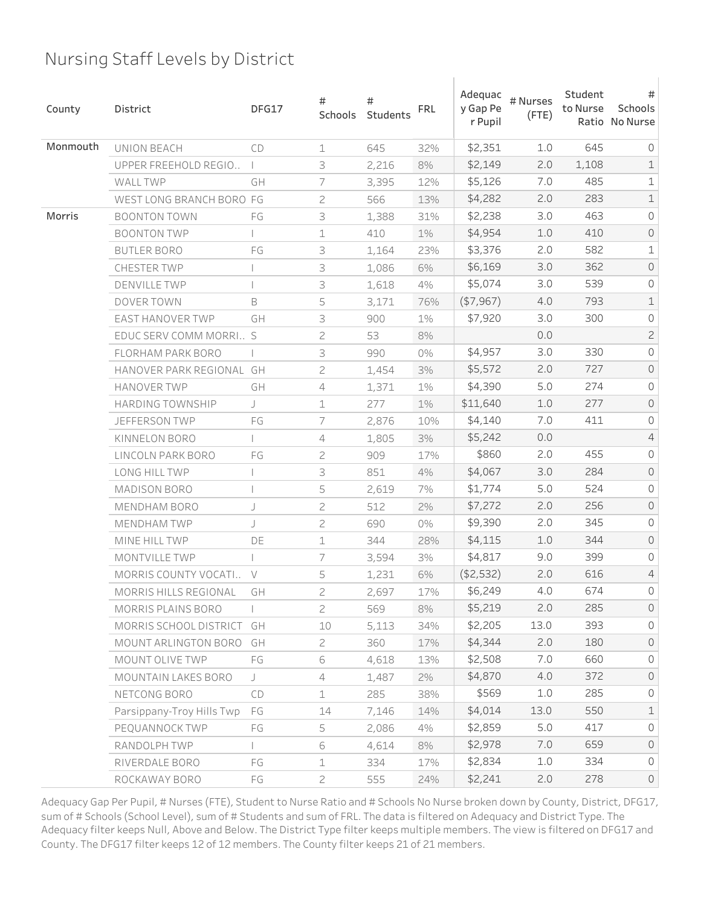# Nursing Staff Levels by District

| County | District | DFG17 | # Schools | # Students | FRL | Adequacy Gap Per Pupil | # Nurses (FTE) | Student to Nurse Ratio | # Schools No Nurse |
|---|---|---|---|---|---|---|---|---|---|
| Monmouth | UNION BEACH | CD | 1 | 645 | 32% | $2,351 | 1.0 | 645 | 0 |
| | UPPER FREEHOLD REGIO.. | I | 3 | 2,216 | 8% | $2,149 | 2.0 | 1,108 | 1 |
| | WALL TWP | GH | 7 | 3,395 | 12% | $5,126 | 7.0 | 485 | 1 |
| | WEST LONG BRANCH BORO | FG | 2 | 566 | 13% | $4,282 | 2.0 | 283 | 1 |
| Morris | BOONTON TOWN | FG | 3 | 1,388 | 31% | $2,238 | 3.0 | 463 | 0 |
| | BOONTON TWP | I | 1 | 410 | 1% | $4,954 | 1.0 | 410 | 0 |
| | BUTLER BORO | FG | 3 | 1,164 | 23% | $3,376 | 2.0 | 582 | 1 |
| | CHESTER TWP | I | 3 | 1,086 | 6% | $6,169 | 3.0 | 362 | 0 |
| | DENVILLE TWP | I | 3 | 1,618 | 4% | $5,074 | 3.0 | 539 | 0 |
| | DOVER TOWN | B | 5 | 3,171 | 76% | ($7,967) | 4.0 | 793 | 1 |
| | EAST HANOVER TWP | GH | 3 | 900 | 1% | $7,920 | 3.0 | 300 | 0 |
| | EDUC SERV COMM MORRI.. | S | 2 | 53 | 8% | | 0.0 | | 2 |
| | FLORHAM PARK BORO | I | 3 | 990 | 0% | $4,957 | 3.0 | 330 | 0 |
| | HANOVER PARK REGIONAL | GH | 2 | 1,454 | 3% | $5,572 | 2.0 | 727 | 0 |
| | HANOVER TWP | GH | 4 | 1,371 | 1% | $4,390 | 5.0 | 274 | 0 |
| | HARDING TOWNSHIP | J | 1 | 277 | 1% | $11,640 | 1.0 | 277 | 0 |
| | JEFFERSON TWP | FG | 7 | 2,876 | 10% | $4,140 | 7.0 | 411 | 0 |
| | KINNELON BORO | I | 4 | 1,805 | 3% | $5,242 | 0.0 | | 4 |
| | LINCOLN PARK BORO | FG | 2 | 909 | 17% | $860 | 2.0 | 455 | 0 |
| | LONG HILL TWP | I | 3 | 851 | 4% | $4,067 | 3.0 | 284 | 0 |
| | MADISON BORO | I | 5 | 2,619 | 7% | $1,774 | 5.0 | 524 | 0 |
| | MENDHAM BORO | J | 2 | 512 | 2% | $7,272 | 2.0 | 256 | 0 |
| | MENDHAM TWP | J | 2 | 690 | 0% | $9,390 | 2.0 | 345 | 0 |
| | MINE HILL TWP | DE | 1 | 344 | 28% | $4,115 | 1.0 | 344 | 0 |
| | MONTVILLE TWP | I | 7 | 3,594 | 3% | $4,817 | 9.0 | 399 | 0 |
| | MORRIS COUNTY VOCATI.. | V | 5 | 1,231 | 6% | ($2,532) | 2.0 | 616 | 4 |
| | MORRIS HILLS REGIONAL | GH | 2 | 2,697 | 17% | $6,249 | 4.0 | 674 | 0 |
| | MORRIS PLAINS BORO | I | 2 | 569 | 8% | $5,219 | 2.0 | 285 | 0 |
| | MORRIS SCHOOL DISTRICT | GH | 10 | 5,113 | 34% | $2,205 | 13.0 | 393 | 0 |
| | MOUNT ARLINGTON BORO | GH | 2 | 360 | 17% | $4,344 | 2.0 | 180 | 0 |
| | MOUNT OLIVE TWP | FG | 6 | 4,618 | 13% | $2,508 | 7.0 | 660 | 0 |
| | MOUNTAIN LAKES BORO | J | 4 | 1,487 | 2% | $4,870 | 4.0 | 372 | 0 |
| | NETCONG BORO | CD | 1 | 285 | 38% | $569 | 1.0 | 285 | 0 |
| | Parsippany-Troy Hills Twp | FG | 14 | 7,146 | 14% | $4,014 | 13.0 | 550 | 1 |
| | PEQUANNOCK TWP | FG | 5 | 2,086 | 4% | $2,859 | 5.0 | 417 | 0 |
| | RANDOLPH TWP | I | 6 | 4,614 | 8% | $2,978 | 7.0 | 659 | 0 |
| | RIVERDALE BORO | FG | 1 | 334 | 17% | $2,834 | 1.0 | 334 | 0 |
| | ROCKAWAY BORO | FG | 2 | 555 | 24% | $2,241 | 2.0 | 278 | 0 |

Adequacy Gap Per Pupil, # Nurses (FTE), Student to Nurse Ratio and # Schools No Nurse broken down by County, District, DFG17, sum of # Schools (School Level), sum of # Students and sum of FRL. The data is filtered on Adequacy and District Type. The Adequacy filter keeps Null, Above and Below. The District Type filter keeps multiple members. The view is filtered on DFG17 and County. The DFG17 filter keeps 12 of 12 members. The County filter keeps 21 of 21 members.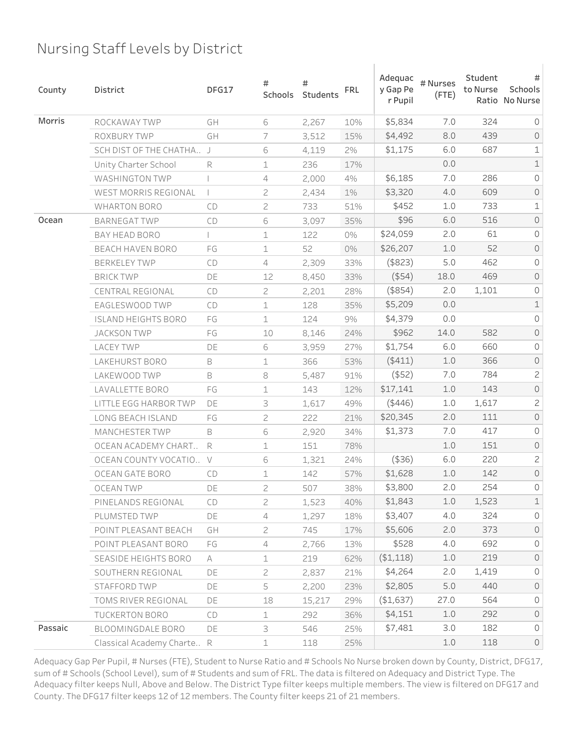# Nursing Staff Levels by District

| County | District | DFG17 | # Schools | # Students | FRL | Adequacy Gap Per Pupil | # Nurses (FTE) | Student to Nurse Ratio | # Schools No Nurse |
|---|---|---|---|---|---|---|---|---|---|
| Morris | ROCKAWAY TWP | GH | 6 | 2,267 | 10% | $5,834 | 7.0 | 324 | 0 |
| | ROXBURY TWP | GH | 7 | 3,512 | 15% | $4,492 | 8.0 | 439 | 0 |
| | SCH DIST OF THE CHATHA.. | J | 6 | 4,119 | 2% | $1,175 | 6.0 | 687 | 1 |
| | Unity Charter School | R | 1 | 236 | 17% | | 0.0 | | 1 |
| | WASHINGTON TWP | I | 4 | 2,000 | 4% | $6,185 | 7.0 | 286 | 0 |
| | WEST MORRIS REGIONAL | I | 2 | 2,434 | 1% | $3,320 | 4.0 | 609 | 0 |
| | WHARTON BORO | CD | 2 | 733 | 51% | $452 | 1.0 | 733 | 1 |
| Ocean | BARNEGAT TWP | CD | 6 | 3,097 | 35% | $96 | 6.0 | 516 | 0 |
| | BAY HEAD BORO | I | 1 | 122 | 0% | $24,059 | 2.0 | 61 | 0 |
| | BEACH HAVEN BORO | FG | 1 | 52 | 0% | $26,207 | 1.0 | 52 | 0 |
| | BERKELEY TWP | CD | 4 | 2,309 | 33% | ($823) | 5.0 | 462 | 0 |
| | BRICK TWP | DE | 12 | 8,450 | 33% | ($54) | 18.0 | 469 | 0 |
| | CENTRAL REGIONAL | CD | 2 | 2,201 | 28% | ($854) | 2.0 | 1,101 | 0 |
| | EAGLESWOOD TWP | CD | 1 | 128 | 35% | $5,209 | 0.0 | | 1 |
| | ISLAND HEIGHTS BORO | FG | 1 | 124 | 9% | $4,379 | 0.0 | | 0 |
| | JACKSON TWP | FG | 10 | 8,146 | 24% | $962 | 14.0 | 582 | 0 |
| | LACEY TWP | DE | 6 | 3,959 | 27% | $1,754 | 6.0 | 660 | 0 |
| | LAKEHURST BORO | B | 1 | 366 | 53% | ($411) | 1.0 | 366 | 0 |
| | LAKEWOOD TWP | B | 8 | 5,487 | 91% | ($52) | 7.0 | 784 | 2 |
| | LAVALLETTE BORO | FG | 1 | 143 | 12% | $17,141 | 1.0 | 143 | 0 |
| | LITTLE EGG HARBOR TWP | DE | 3 | 1,617 | 49% | ($446) | 1.0 | 1,617 | 2 |
| | LONG BEACH ISLAND | FG | 2 | 222 | 21% | $20,345 | 2.0 | 111 | 0 |
| | MANCHESTER TWP | B | 6 | 2,920 | 34% | $1,373 | 7.0 | 417 | 0 |
| | OCEAN ACADEMY CHART.. | R | 1 | 151 | 78% | | 1.0 | 151 | 0 |
| | OCEAN COUNTY VOCATIO.. | V | 6 | 1,321 | 24% | ($36) | 6.0 | 220 | 2 |
| | OCEAN GATE BORO | CD | 1 | 142 | 57% | $1,628 | 1.0 | 142 | 0 |
| | OCEAN TWP | DE | 2 | 507 | 38% | $3,800 | 2.0 | 254 | 0 |
| | PINELANDS REGIONAL | CD | 2 | 1,523 | 40% | $1,843 | 1.0 | 1,523 | 1 |
| | PLUMSTED TWP | DE | 4 | 1,297 | 18% | $3,407 | 4.0 | 324 | 0 |
| | POINT PLEASANT BEACH | GH | 2 | 745 | 17% | $5,606 | 2.0 | 373 | 0 |
| | POINT PLEASANT BORO | FG | 4 | 2,766 | 13% | $528 | 4.0 | 692 | 0 |
| | SEASIDE HEIGHTS BORO | A | 1 | 219 | 62% | ($1,118) | 1.0 | 219 | 0 |
| | SOUTHERN REGIONAL | DE | 2 | 2,837 | 21% | $4,264 | 2.0 | 1,419 | 0 |
| | STAFFORD TWP | DE | 5 | 2,200 | 23% | $2,805 | 5.0 | 440 | 0 |
| | TOMS RIVER REGIONAL | DE | 18 | 15,217 | 29% | ($1,637) | 27.0 | 564 | 0 |
| | TUCKERTON BORO | CD | 1 | 292 | 36% | $4,151 | 1.0 | 292 | 0 |
| Passaic | BLOOMINGDALE BORO | DE | 3 | 546 | 25% | $7,481 | 3.0 | 182 | 0 |
| | Classical Academy Charte.. | R | 1 | 118 | 25% | | 1.0 | 118 | 0 |

Adequacy Gap Per Pupil, # Nurses (FTE), Student to Nurse Ratio and # Schools No Nurse broken down by County, District, DFG17, sum of # Schools (School Level), sum of # Students and sum of FRL. The data is filtered on Adequacy and District Type. The Adequacy filter keeps Null, Above and Below. The District Type filter keeps multiple members. The view is filtered on DFG17 and County. The DFG17 filter keeps 12 of 12 members. The County filter keeps 21 of 21 members.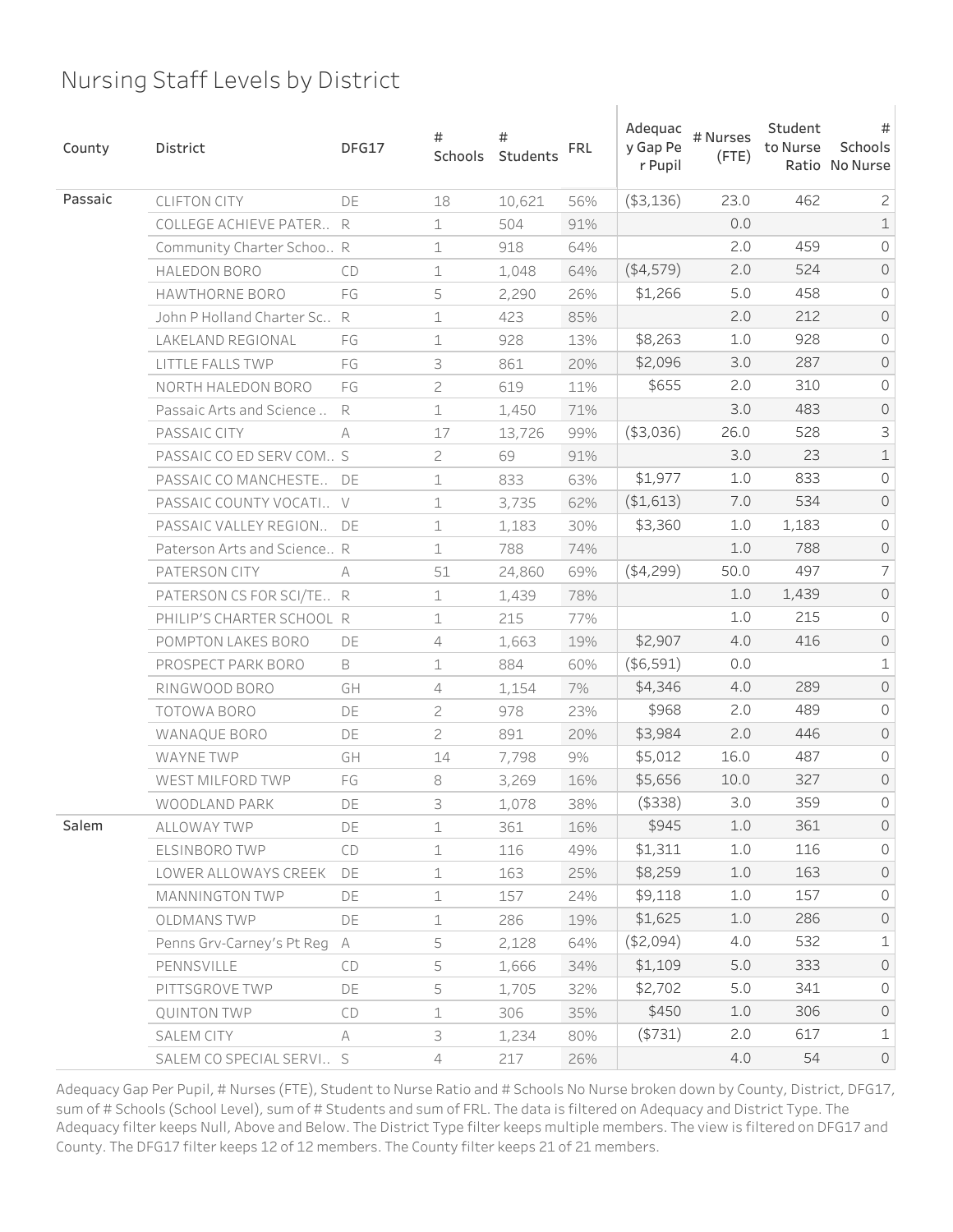# Nursing Staff Levels by District

| County | District | DFG17 | # Schools | # Students | FRL | Adequacy Gap Per Pupil | # Nurses (FTE) | Student to Nurse Ratio | # Schools No Nurse |
|---|---|---|---|---|---|---|---|---|---|
| Passaic | CLIFTON CITY | DE | 18 | 10,621 | 56% | ($3,136) | 23.0 | 462 | 2 |
| | COLLEGE ACHIEVE PATER.. | R | 1 | 504 | 91% | | 0.0 | | 1 |
| | Community Charter Schoo.. | R | 1 | 918 | 64% | | 2.0 | 459 | 0 |
| | HALEDON BORO | CD | 1 | 1,048 | 64% | ($4,579) | 2.0 | 524 | 0 |
| | HAWTHORNE BORO | FG | 5 | 2,290 | 26% | $1,266 | 5.0 | 458 | 0 |
| | John P Holland Charter Sc.. | R | 1 | 423 | 85% | | 2.0 | 212 | 0 |
| | LAKELAND REGIONAL | FG | 1 | 928 | 13% | $8,263 | 1.0 | 928 | 0 |
| | LITTLE FALLS TWP | FG | 3 | 861 | 20% | $2,096 | 3.0 | 287 | 0 |
| | NORTH HALEDON BORO | FG | 2 | 619 | 11% | $655 | 2.0 | 310 | 0 |
| | Passaic Arts and Science .. | R | 1 | 1,450 | 71% | | 3.0 | 483 | 0 |
| | PASSAIC CITY | A | 17 | 13,726 | 99% | ($3,036) | 26.0 | 528 | 3 |
| | PASSAIC CO ED SERV COM.. | S | 2 | 69 | 91% | | 3.0 | 23 | 1 |
| | PASSAIC CO MANCHESTE.. | DE | 1 | 833 | 63% | $1,977 | 1.0 | 833 | 0 |
| | PASSAIC COUNTY VOCATI.. | V | 1 | 3,735 | 62% | ($1,613) | 7.0 | 534 | 0 |
| | PASSAIC VALLEY REGION.. | DE | 1 | 1,183 | 30% | $3,360 | 1.0 | 1,183 | 0 |
| | Paterson Arts and Science.. | R | 1 | 788 | 74% | | 1.0 | 788 | 0 |
| | PATERSON CITY | A | 51 | 24,860 | 69% | ($4,299) | 50.0 | 497 | 7 |
| | PATERSON CS FOR SCI/TE.. | R | 1 | 1,439 | 78% | | 1.0 | 1,439 | 0 |
| | PHILIP'S CHARTER SCHOOL | R | 1 | 215 | 77% | | 1.0 | 215 | 0 |
| | POMPTON LAKES BORO | DE | 4 | 1,663 | 19% | $2,907 | 4.0 | 416 | 0 |
| | PROSPECT PARK BORO | B | 1 | 884 | 60% | ($6,591) | 0.0 | | 1 |
| | RINGWOOD BORO | GH | 4 | 1,154 | 7% | $4,346 | 4.0 | 289 | 0 |
| | TOTOWA BORO | DE | 2 | 978 | 23% | $968 | 2.0 | 489 | 0 |
| | WANAQUE BORO | DE | 2 | 891 | 20% | $3,984 | 2.0 | 446 | 0 |
| | WAYNE TWP | GH | 14 | 7,798 | 9% | $5,012 | 16.0 | 487 | 0 |
| | WEST MILFORD TWP | FG | 8 | 3,269 | 16% | $5,656 | 10.0 | 327 | 0 |
| | WOODLAND PARK | DE | 3 | 1,078 | 38% | ($338) | 3.0 | 359 | 0 |
| Salem | ALLOWAY TWP | DE | 1 | 361 | 16% | $945 | 1.0 | 361 | 0 |
| | ELSINBORO TWP | CD | 1 | 116 | 49% | $1,311 | 1.0 | 116 | 0 |
| | LOWER ALLOWAYS CREEK | DE | 1 | 163 | 25% | $8,259 | 1.0 | 163 | 0 |
| | MANNINGTON TWP | DE | 1 | 157 | 24% | $9,118 | 1.0 | 157 | 0 |
| | OLDMANS TWP | DE | 1 | 286 | 19% | $1,625 | 1.0 | 286 | 0 |
| | Penns Grv-Carney's Pt Reg | A | 5 | 2,128 | 64% | ($2,094) | 4.0 | 532 | 1 |
| | PENNSVILLE | CD | 5 | 1,666 | 34% | $1,109 | 5.0 | 333 | 0 |
| | PITTSGROVE TWP | DE | 5 | 1,705 | 32% | $2,702 | 5.0 | 341 | 0 |
| | QUINTON TWP | CD | 1 | 306 | 35% | $450 | 1.0 | 306 | 0 |
| | SALEM CITY | A | 3 | 1,234 | 80% | ($731) | 2.0 | 617 | 1 |
| | SALEM CO SPECIAL SERVI.. | S | 4 | 217 | 26% | | 4.0 | 54 | 0 |

Adequacy Gap Per Pupil, # Nurses (FTE), Student to Nurse Ratio and # Schools No Nurse broken down by County, District, DFG17, sum of # Schools (School Level), sum of # Students and sum of FRL. The data is filtered on Adequacy and District Type. The Adequacy filter keeps Null, Above and Below. The District Type filter keeps multiple members. The view is filtered on DFG17 and County. The DFG17 filter keeps 12 of 12 members. The County filter keeps 21 of 21 members.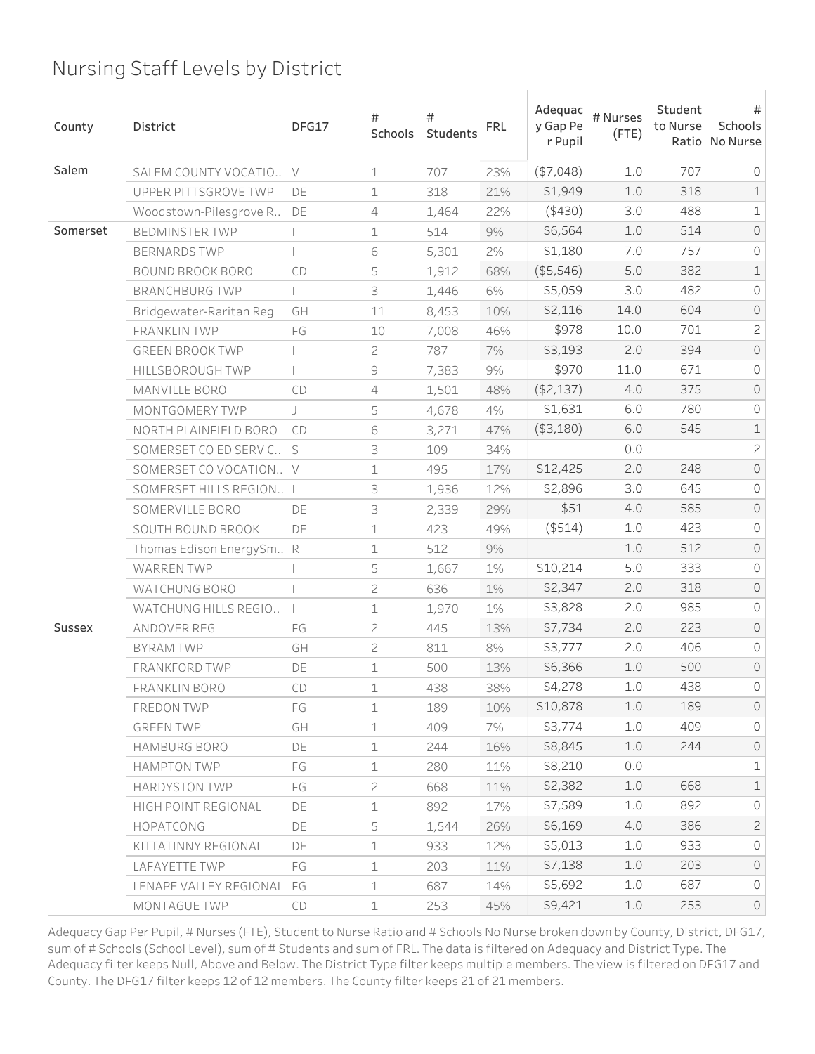# Nursing Staff Levels by District

| County | District | DFG17 | # Schools | # Students | FRL | Adequacy Gap Per Pupil | # Nurses (FTE) | Student to Nurse Ratio | # Schools No Nurse |
|---|---|---|---|---|---|---|---|---|---|
| Salem | SALEM COUNTY VOCATIO.. | V | 1 | 707 | 23% | ($7,048) | 1.0 | 707 | 0 |
| | UPPER PITTSGROVE TWP | DE | 1 | 318 | 21% | $1,949 | 1.0 | 318 | 1 |
| | Woodstown-Pilesgrove R.. | DE | 4 | 1,464 | 22% | ($430) | 3.0 | 488 | 1 |
| Somerset | BEDMINSTER TWP | I | 1 | 514 | 9% | $6,564 | 1.0 | 514 | 0 |
| | BERNARDS TWP | I | 6 | 5,301 | 2% | $1,180 | 7.0 | 757 | 0 |
| | BOUND BROOK BORO | CD | 5 | 1,912 | 68% | ($5,546) | 5.0 | 382 | 1 |
| | BRANCHBURG TWP | I | 3 | 1,446 | 6% | $5,059 | 3.0 | 482 | 0 |
| | Bridgewater-Raritan Reg | GH | 11 | 8,453 | 10% | $2,116 | 14.0 | 604 | 0 |
| | FRANKLIN TWP | FG | 10 | 7,008 | 46% | $978 | 10.0 | 701 | 2 |
| | GREEN BROOK TWP | I | 2 | 787 | 7% | $3,193 | 2.0 | 394 | 0 |
| | HILLSBOROUGH TWP | I | 9 | 7,383 | 9% | $970 | 11.0 | 671 | 0 |
| | MANVILLE BORO | CD | 4 | 1,501 | 48% | ($2,137) | 4.0 | 375 | 0 |
| | MONTGOMERY TWP | J | 5 | 4,678 | 4% | $1,631 | 6.0 | 780 | 0 |
| | NORTH PLAINFIELD BORO | CD | 6 | 3,271 | 47% | ($3,180) | 6.0 | 545 | 1 |
| | SOMERSET CO ED SERV C.. | S | 3 | 109 | 34% | | 0.0 | | 2 |
| | SOMERSET CO VOCATION.. | V | 1 | 495 | 17% | $12,425 | 2.0 | 248 | 0 |
| | SOMERSET HILLS REGION.. | I | 3 | 1,936 | 12% | $2,896 | 3.0 | 645 | 0 |
| | SOMERVILLE BORO | DE | 3 | 2,339 | 29% | $51 | 4.0 | 585 | 0 |
| | SOUTH BOUND BROOK | DE | 1 | 423 | 49% | ($514) | 1.0 | 423 | 0 |
| | Thomas Edison EnergySm.. | R | 1 | 512 | 9% | | 1.0 | 512 | 0 |
| | WARREN TWP | I | 5 | 1,667 | 1% | $10,214 | 5.0 | 333 | 0 |
| | WATCHUNG BORO | I | 2 | 636 | 1% | $2,347 | 2.0 | 318 | 0 |
| | WATCHUNG HILLS REGIO.. | I | 1 | 1,970 | 1% | $3,828 | 2.0 | 985 | 0 |
| Sussex | ANDOVER REG | FG | 2 | 445 | 13% | $7,734 | 2.0 | 223 | 0 |
| | BYRAM TWP | GH | 2 | 811 | 8% | $3,777 | 2.0 | 406 | 0 |
| | FRANKFORD TWP | DE | 1 | 500 | 13% | $6,366 | 1.0 | 500 | 0 |
| | FRANKLIN BORO | CD | 1 | 438 | 38% | $4,278 | 1.0 | 438 | 0 |
| | FREDON TWP | FG | 1 | 189 | 10% | $10,878 | 1.0 | 189 | 0 |
| | GREEN TWP | GH | 1 | 409 | 7% | $3,774 | 1.0 | 409 | 0 |
| | HAMBURG BORO | DE | 1 | 244 | 16% | $8,845 | 1.0 | 244 | 0 |
| | HAMPTON TWP | FG | 1 | 280 | 11% | $8,210 | 0.0 | | 1 |
| | HARDYSTON TWP | FG | 2 | 668 | 11% | $2,382 | 1.0 | 668 | 1 |
| | HIGH POINT REGIONAL | DE | 1 | 892 | 17% | $7,589 | 1.0 | 892 | 0 |
| | HOPATCONG | DE | 5 | 1,544 | 26% | $6,169 | 4.0 | 386 | 2 |
| | KITTATINNY REGIONAL | DE | 1 | 933 | 12% | $5,013 | 1.0 | 933 | 0 |
| | LAFAYETTE TWP | FG | 1 | 203 | 11% | $7,138 | 1.0 | 203 | 0 |
| | LENAPE VALLEY REGIONAL | FG | 1 | 687 | 14% | $5,692 | 1.0 | 687 | 0 |
| | MONTAGUE TWP | CD | 1 | 253 | 45% | $9,421 | 1.0 | 253 | 0 |

Adequacy Gap Per Pupil, # Nurses (FTE), Student to Nurse Ratio and # Schools No Nurse broken down by County, District, DFG17, sum of # Schools (School Level), sum of # Students and sum of FRL. The data is filtered on Adequacy and District Type. The Adequacy filter keeps Null, Above and Below. The District Type filter keeps multiple members. The view is filtered on DFG17 and County. The DFG17 filter keeps 12 of 12 members. The County filter keeps 21 of 21 members.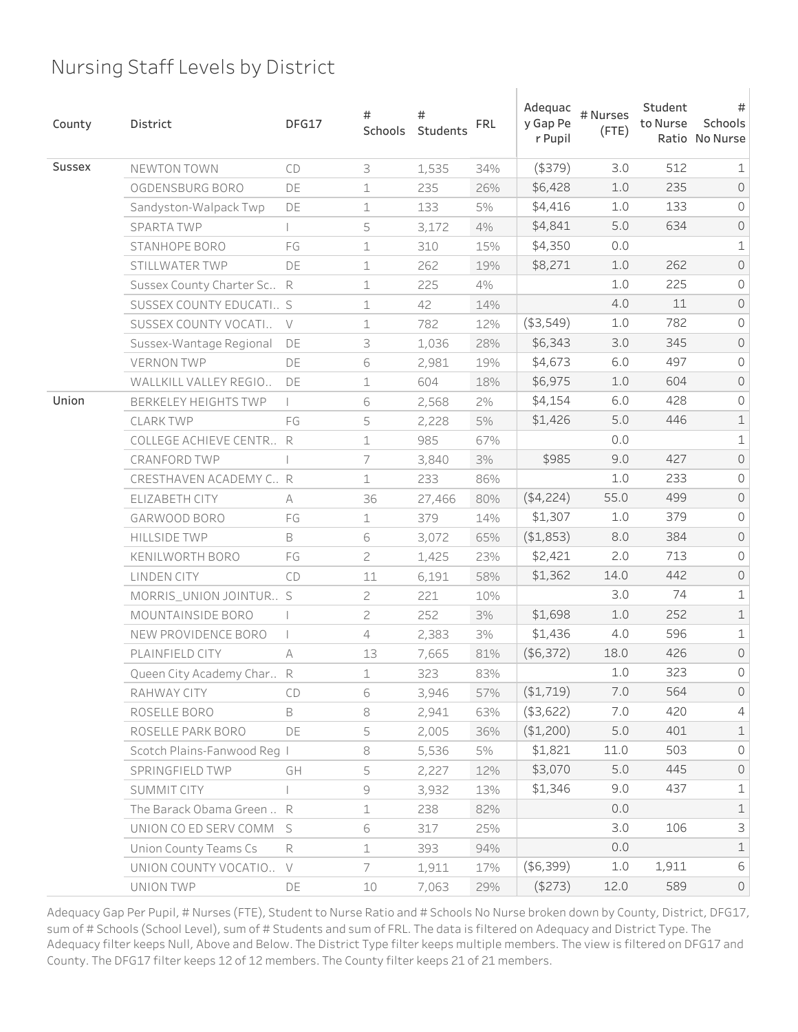# Nursing Staff Levels by District

| County | District | DFG17 | # Schools | # Students | FRL | Adequacy Gap Per Pupil | # Nurses (FTE) | Student to Nurse Ratio | # Schools No Nurse |
|---|---|---|---|---|---|---|---|---|---|
| Sussex | NEWTON TOWN | CD | 3 | 1,535 | 34% | ($379) | 3.0 | 512 | 1 |
| | OGDENSBURG BORO | DE | 1 | 235 | 26% | $6,428 | 1.0 | 235 | 0 |
| | Sandyston-Walpack Twp | DE | 1 | 133 | 5% | $4,416 | 1.0 | 133 | 0 |
| | SPARTA TWP | I | 5 | 3,172 | 4% | $4,841 | 5.0 | 634 | 0 |
| | STANHOPE BORO | FG | 1 | 310 | 15% | $4,350 | 0.0 | | 1 |
| | STILLWATER TWP | DE | 1 | 262 | 19% | $8,271 | 1.0 | 262 | 0 |
| | Sussex County Charter Sc.. | R | 1 | 225 | 4% | | 1.0 | 225 | 0 |
| | SUSSEX COUNTY EDUCATI.. | S | 1 | 42 | 14% | | 4.0 | 11 | 0 |
| | SUSSEX COUNTY VOCATI.. | V | 1 | 782 | 12% | ($3,549) | 1.0 | 782 | 0 |
| | Sussex-Wantage Regional | DE | 3 | 1,036 | 28% | $6,343 | 3.0 | 345 | 0 |
| | VERNON TWP | DE | 6 | 2,981 | 19% | $4,673 | 6.0 | 497 | 0 |
| | WALLKILL VALLEY REGIO.. | DE | 1 | 604 | 18% | $6,975 | 1.0 | 604 | 0 |
| Union | BERKELEY HEIGHTS TWP | I | 6 | 2,568 | 2% | $4,154 | 6.0 | 428 | 0 |
| | CLARK TWP | FG | 5 | 2,228 | 5% | $1,426 | 5.0 | 446 | 1 |
| | COLLEGE ACHIEVE CENTR.. | R | 1 | 985 | 67% | | 0.0 | | 1 |
| | CRANFORD TWP | I | 7 | 3,840 | 3% | $985 | 9.0 | 427 | 0 |
| | CRESTHAVEN ACADEMY C.. | R | 1 | 233 | 86% | | 1.0 | 233 | 0 |
| | ELIZABETH CITY | A | 36 | 27,466 | 80% | ($4,224) | 55.0 | 499 | 0 |
| | GARWOOD BORO | FG | 1 | 379 | 14% | $1,307 | 1.0 | 379 | 0 |
| | HILLSIDE TWP | B | 6 | 3,072 | 65% | ($1,853) | 8.0 | 384 | 0 |
| | KENILWORTH BORO | FG | 2 | 1,425 | 23% | $2,421 | 2.0 | 713 | 0 |
| | LINDEN CITY | CD | 11 | 6,191 | 58% | $1,362 | 14.0 | 442 | 0 |
| | MORRIS_UNION JOINTUR.. | S | 2 | 221 | 10% | | 3.0 | 74 | 1 |
| | MOUNTAINSIDE BORO | I | 2 | 252 | 3% | $1,698 | 1.0 | 252 | 1 |
| | NEW PROVIDENCE BORO | I | 4 | 2,383 | 3% | $1,436 | 4.0 | 596 | 1 |
| | PLAINFIELD CITY | A | 13 | 7,665 | 81% | ($6,372) | 18.0 | 426 | 0 |
| | Queen City Academy Char.. | R | 1 | 323 | 83% | | 1.0 | 323 | 0 |
| | RAHWAY CITY | CD | 6 | 3,946 | 57% | ($1,719) | 7.0 | 564 | 0 |
| | ROSELLE BORO | B | 8 | 2,941 | 63% | ($3,622) | 7.0 | 420 | 4 |
| | ROSELLE PARK BORO | DE | 5 | 2,005 | 36% | ($1,200) | 5.0 | 401 | 1 |
| | Scotch Plains-Fanwood Reg | I | 8 | 5,536 | 5% | $1,821 | 11.0 | 503 | 0 |
| | SPRINGFIELD TWP | GH | 5 | 2,227 | 12% | $3,070 | 5.0 | 445 | 0 |
| | SUMMIT CITY | I | 9 | 3,932 | 13% | $1,346 | 9.0 | 437 | 1 |
| | The Barack Obama Green .. | R | 1 | 238 | 82% | | 0.0 | | 1 |
| | UNION CO ED SERV COMM | S | 6 | 317 | 25% | | 3.0 | 106 | 3 |
| | Union County Teams Cs | R | 1 | 393 | 94% | | 0.0 | | 1 |
| | UNION COUNTY VOCATIO.. | V | 7 | 1,911 | 17% | ($6,399) | 1.0 | 1,911 | 6 |
| | UNION TWP | DE | 10 | 7,063 | 29% | ($273) | 12.0 | 589 | 0 |

Adequacy Gap Per Pupil, # Nurses (FTE), Student to Nurse Ratio and # Schools No Nurse broken down by County, District, DFG17, sum of # Schools (School Level), sum of # Students and sum of FRL. The data is filtered on Adequacy and District Type. The Adequacy filter keeps Null, Above and Below. The District Type filter keeps multiple members. The view is filtered on DFG17 and County. The DFG17 filter keeps 12 of 12 members. The County filter keeps 21 of 21 members.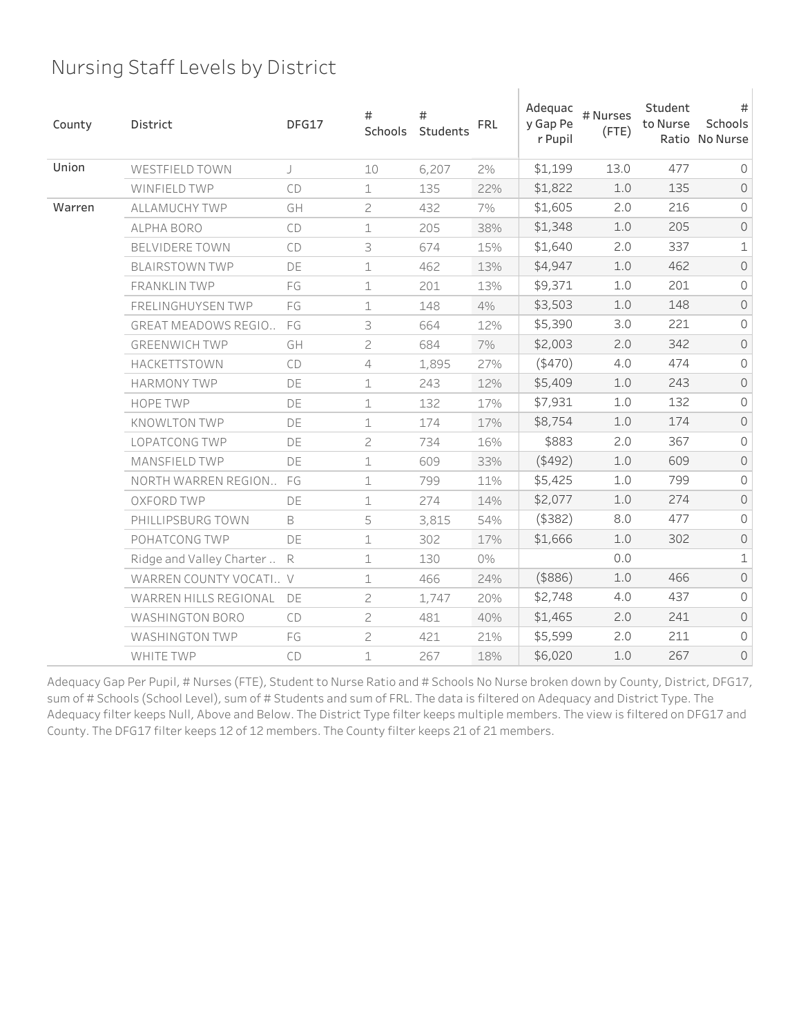# Nursing Staff Levels by District

| County | District | DFG17 | # Schools | # Students | FRL | Adequacy Gap Per Pupil | # Nurses (FTE) | Student to Nurse Ratio | # Schools No Nurse |
|---|---|---|---|---|---|---|---|---|---|
| Union | WESTFIELD TOWN | J | 10 | 6,207 | 2% | $1,199 | 13.0 | 477 | 0 |
| | WINFIELD TWP | CD | 1 | 135 | 22% | $1,822 | 1.0 | 135 | 0 |
| Warren | ALLAMUCHY TWP | GH | 2 | 432 | 7% | $1,605 | 2.0 | 216 | 0 |
| | ALPHA BORO | CD | 1 | 205 | 38% | $1,348 | 1.0 | 205 | 0 |
| | BELVIDERE TOWN | CD | 3 | 674 | 15% | $1,640 | 2.0 | 337 | 1 |
| | BLAIRSTOWN TWP | DE | 1 | 462 | 13% | $4,947 | 1.0 | 462 | 0 |
| | FRANKLIN TWP | FG | 1 | 201 | 13% | $9,371 | 1.0 | 201 | 0 |
| | FRELINGHUYSEN TWP | FG | 1 | 148 | 4% | $3,503 | 1.0 | 148 | 0 |
| | GREAT MEADOWS REGIO.. | FG | 3 | 664 | 12% | $5,390 | 3.0 | 221 | 0 |
| | GREENWICH TWP | GH | 2 | 684 | 7% | $2,003 | 2.0 | 342 | 0 |
| | HACKETTSTOWN | CD | 4 | 1,895 | 27% | ($470) | 4.0 | 474 | 0 |
| | HARMONY TWP | DE | 1 | 243 | 12% | $5,409 | 1.0 | 243 | 0 |
| | HOPE TWP | DE | 1 | 132 | 17% | $7,931 | 1.0 | 132 | 0 |
| | KNOWLTON TWP | DE | 1 | 174 | 17% | $8,754 | 1.0 | 174 | 0 |
| | LOPATCONG TWP | DE | 2 | 734 | 16% | $883 | 2.0 | 367 | 0 |
| | MANSFIELD TWP | DE | 1 | 609 | 33% | ($492) | 1.0 | 609 | 0 |
| | NORTH WARREN REGION.. | FG | 1 | 799 | 11% | $5,425 | 1.0 | 799 | 0 |
| | OXFORD TWP | DE | 1 | 274 | 14% | $2,077 | 1.0 | 274 | 0 |
| | PHILLIPSBURG TOWN | B | 5 | 3,815 | 54% | ($382) | 8.0 | 477 | 0 |
| | POHATCONG TWP | DE | 1 | 302 | 17% | $1,666 | 1.0 | 302 | 0 |
| | Ridge and Valley Charter .. | R | 1 | 130 | 0% | | 0.0 | | 1 |
| | WARREN COUNTY VOCATI.. | V | 1 | 466 | 24% | ($886) | 1.0 | 466 | 0 |
| | WARREN HILLS REGIONAL | DE | 2 | 1,747 | 20% | $2,748 | 4.0 | 437 | 0 |
| | WASHINGTON BORO | CD | 2 | 481 | 40% | $1,465 | 2.0 | 241 | 0 |
| | WASHINGTON TWP | FG | 2 | 421 | 21% | $5,599 | 2.0 | 211 | 0 |
| | WHITE TWP | CD | 1 | 267 | 18% | $6,020 | 1.0 | 267 | 0 |

Adequacy Gap Per Pupil, # Nurses (FTE), Student to Nurse Ratio and # Schools No Nurse broken down by County, District, DFG17, sum of # Schools (School Level), sum of # Students and sum of FRL. The data is filtered on Adequacy and District Type. The Adequacy filter keeps Null, Above and Below. The District Type filter keeps multiple members. The view is filtered on DFG17 and County. The DFG17 filter keeps 12 of 12 members. The County filter keeps 21 of 21 members.